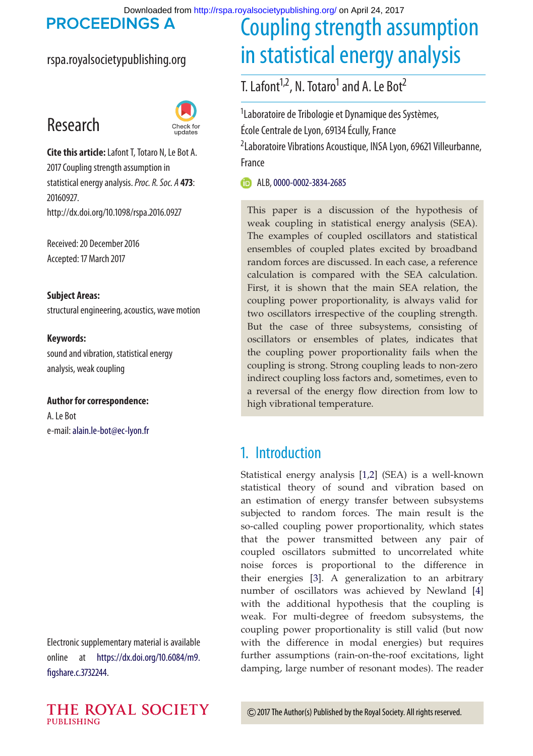# Coupling strength assumption in statistical energy analysis

T. Lafont[1,2], N. Totaro[1] and A. Le Bot[2]

[1]Laboratoire de Tribologie et Dynamique des Systèmes, École Centrale de Lyon, 69134 Écully, France

[2]Laboratoire Vibrations Acoustique, INSA Lyon, 69621 Villeurbanne, France

ALB, 0000-0002-3834-2685

**Research**

**Cite this article:** Lafont T, Totaro N, Le Bot A. 2017 Coupling strength assumption in statistical energy analysis. *Proc. R. Soc. A* **473**: 20160927. http://dx.doi.org/10.1098/rspa.2016.0927

Received: 20 December 2016
Accepted: 17 March 2017

**Subject Areas:**
structural engineering, acoustics, wave motion

**Keywords:**
sound and vibration, statistical energy analysis, weak coupling

**Author for correspondence:**
A. Le Bot
e-mail: alain.le-bot@ec-lyon.fr

Electronic supplementary material is available online at https://dx.doi.org/10.6084/m9.figshare.c.3732244.

This paper is a discussion of the hypothesis of weak coupling in statistical energy analysis (SEA). The examples of coupled oscillators and statistical ensembles of coupled plates excited by broadband random forces are discussed. In each case, a reference calculation is compared with the SEA calculation. First, it is shown that the main SEA relation, the coupling power proportionality, is always valid for two oscillators irrespective of the coupling strength. But the case of three subsystems, consisting of oscillators or ensembles of plates, indicates that the coupling power proportionality fails when the coupling is strong. Strong coupling leads to non-zero indirect coupling loss factors and, sometimes, even to a reversal of the energy flow direction from low to high vibrational temperature.

## 1. Introduction

Statistical energy analysis [1,2] (SEA) is a well-known statistical theory of sound and vibration based on an estimation of energy transfer between subsystems subjected to random forces. The main result is the so-called coupling power proportionality, which states that the power transmitted between any pair of coupled oscillators submitted to uncorrelated white noise forces is proportional to the difference in their energies [3]. A generalization to an arbitrary number of oscillators was achieved by Newland [4] with the additional hypothesis that the coupling is weak. For multi-degree of freedom subsystems, the coupling power proportionality is still valid (but now with the difference in modal energies) but requires further assumptions (rain-on-the-roof excitations, light damping, large number of resonant modes). The reader

© 2017 The Author(s) Published by the Royal Society. All rights reserved.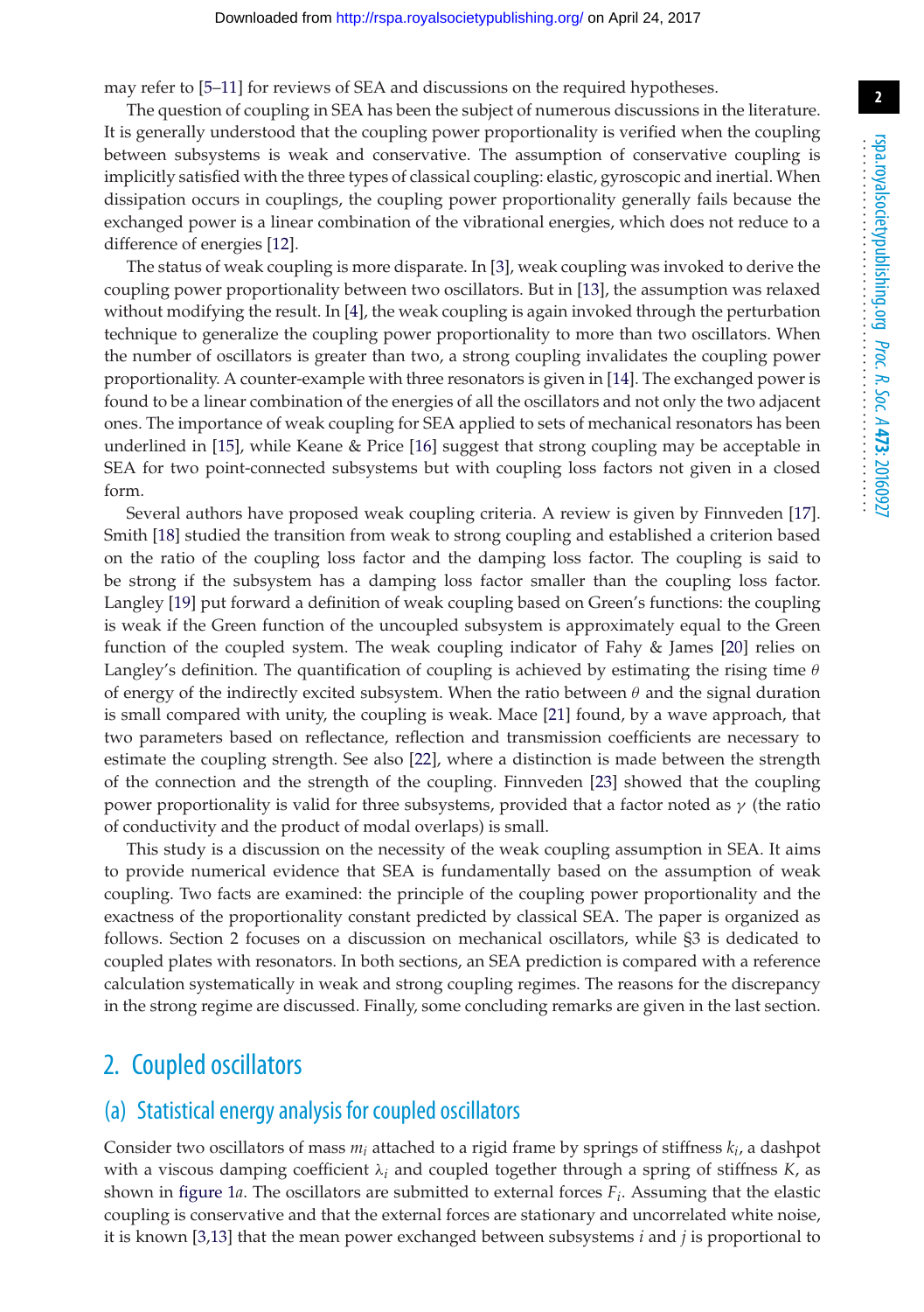may refer to [5–11] for reviews of SEA and discussions on the required hypotheses.

The question of coupling in SEA has been the subject of numerous discussions in the literature. It is generally understood that the coupling power proportionality is verified when the coupling between subsystems is weak and conservative. The assumption of conservative coupling is implicitly satisfied with the three types of classical coupling: elastic, gyroscopic and inertial. When dissipation occurs in couplings, the coupling power proportionality generally fails because the exchanged power is a linear combination of the vibrational energies, which does not reduce to a difference of energies [12].

The status of weak coupling is more disparate. In [3], weak coupling was invoked to derive the coupling power proportionality between two oscillators. But in [13], the assumption was relaxed without modifying the result. In [4], the weak coupling is again invoked through the perturbation technique to generalize the coupling power proportionality to more than two oscillators. When the number of oscillators is greater than two, a strong coupling invalidates the coupling power proportionality. A counter-example with three resonators is given in [14]. The exchanged power is found to be a linear combination of the energies of all the oscillators and not only the two adjacent ones. The importance of weak coupling for SEA applied to sets of mechanical resonators has been underlined in [15], while Keane & Price [16] suggest that strong coupling may be acceptable in SEA for two point-connected subsystems but with coupling loss factors not given in a closed form.

Several authors have proposed weak coupling criteria. A review is given by Finnveden [17]. Smith [18] studied the transition from weak to strong coupling and established a criterion based on the ratio of the coupling loss factor and the damping loss factor. The coupling is said to be strong if the subsystem has a damping loss factor smaller than the coupling loss factor. Langley [19] put forward a definition of weak coupling based on Green's functions: the coupling is weak if the Green function of the uncoupled subsystem is approximately equal to the Green function of the coupled system. The weak coupling indicator of Fahy & James [20] relies on Langley's definition. The quantification of coupling is achieved by estimating the rising time $\theta$ of energy of the indirectly excited subsystem. When the ratio between $\theta$ and the signal duration is small compared with unity, the coupling is weak. Mace [21] found, by a wave approach, that two parameters based on reflectance, reflection and transmission coefficients are necessary to estimate the coupling strength. See also [22], where a distinction is made between the strength of the connection and the strength of the coupling. Finnveden [23] showed that the coupling power proportionality is valid for three subsystems, provided that a factor noted as $\gamma$ (the ratio of conductivity and the product of modal overlaps) is small.

This study is a discussion on the necessity of the weak coupling assumption in SEA. It aims to provide numerical evidence that SEA is fundamentally based on the assumption of weak coupling. Two facts are examined: the principle of the coupling power proportionality and the exactness of the proportionality constant predicted by classical SEA. The paper is organized as follows. Section 2 focuses on a discussion on mechanical oscillators, while §3 is dedicated to coupled plates with resonators. In both sections, an SEA prediction is compared with a reference calculation systematically in weak and strong coupling regimes. The reasons for the discrepancy in the strong regime are discussed. Finally, some concluding remarks are given in the last section.

## 2. Coupled oscillators

### (a) Statistical energy analysis for coupled oscillators

Consider two oscillators of mass $m_i$ attached to a rigid frame by springs of stiffness $k_i$, a dashpot with a viscous damping coefficient $\lambda_i$ and coupled together through a spring of stiffness $K$, as shown in figure 1*a*. The oscillators are submitted to external forces $F_i$. Assuming that the elastic coupling is conservative and that the external forces are stationary and uncorrelated white noise, it is known [3,13] that the mean power exchanged between subsystems $i$ and $j$ is proportional to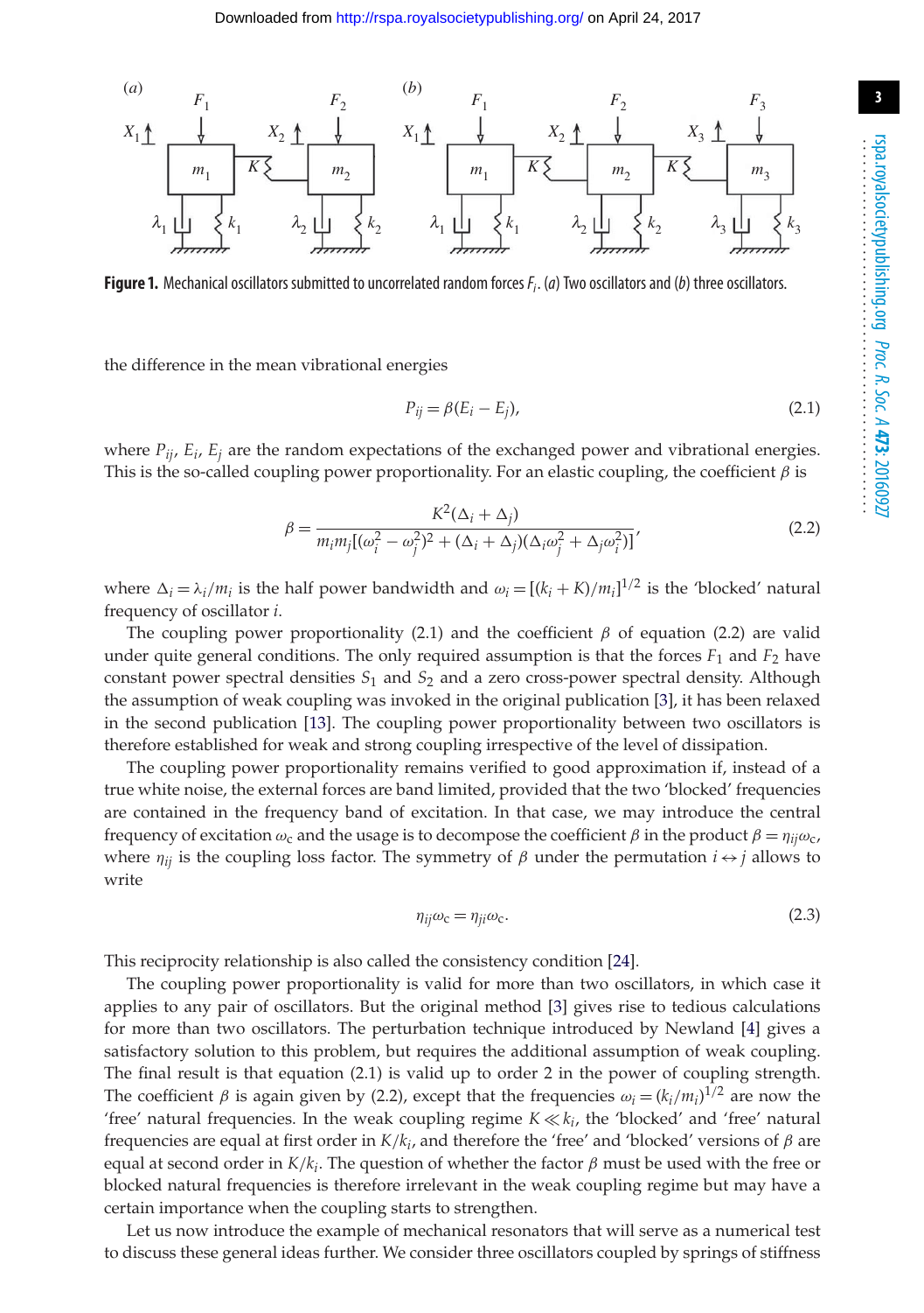**Figure 1.** Mechanical oscillators submitted to uncorrelated random forces $F_i$. (*a*) Two oscillators and (*b*) three oscillators.

the difference in the mean vibrational energies

$$P_{ij} = \beta(E_i - E_j), \tag{2.1}$$

where $P_{ij}$, $E_i$, $E_j$ are the random expectations of the exchanged power and vibrational energies. This is the so-called coupling power proportionality. For an elastic coupling, the coefficient $\beta$ is

$$\beta = \frac{K^2(\Delta_i + \Delta_j)}{m_i m_j[(\omega_i^2 - \omega_j^2)^2 + (\Delta_i + \Delta_j)(\Delta_i \omega_j^2 + \Delta_j \omega_i^2)]}, \tag{2.2}$$

where $\Delta_i = \lambda_i/m_i$ is the half power bandwidth and $\omega_i = [(k_i + K)/m_i]^{1/2}$ is the 'blocked' natural frequency of oscillator $i$.

The coupling power proportionality (2.1) and the coefficient $\beta$ of equation (2.2) are valid under quite general conditions. The only required assumption is that the forces $F_1$ and $F_2$ have constant power spectral densities $S_1$ and $S_2$ and a zero cross-power spectral density. Although the assumption of weak coupling was invoked in the original publication [3], it has been relaxed in the second publication [13]. The coupling power proportionality between two oscillators is therefore established for weak and strong coupling irrespective of the level of dissipation.

The coupling power proportionality remains verified to good approximation if, instead of a true white noise, the external forces are band limited, provided that the two 'blocked' frequencies are contained in the frequency band of excitation. In that case, we may introduce the central frequency of excitation $\omega_c$ and the usage is to decompose the coefficient $\beta$ in the product $\beta = \eta_{ij}\omega_c$, where $\eta_{ij}$ is the coupling loss factor. The symmetry of $\beta$ under the permutation $i \leftrightarrow j$ allows to write

$$\eta_{ij}\omega_c = \eta_{ji}\omega_c. \tag{2.3}$$

This reciprocity relationship is also called the consistency condition [24].

The coupling power proportionality is valid for more than two oscillators, in which case it applies to any pair of oscillators. But the original method [3] gives rise to tedious calculations for more than two oscillators. The perturbation technique introduced by Newland [4] gives a satisfactory solution to this problem, but requires the additional assumption of weak coupling. The final result is that equation (2.1) is valid up to order 2 in the power of coupling strength. The coefficient $\beta$ is again given by (2.2), except that the frequencies $\omega_i = (k_i/m_i)^{1/2}$ are now the 'free' natural frequencies. In the weak coupling regime $K \ll k_i$, the 'blocked' and 'free' natural frequencies are equal at first order in $K/k_i$, and therefore the 'free' and 'blocked' versions of $\beta$ are equal at second order in $K/k_i$. The question of whether the factor $\beta$ must be used with the free or blocked natural frequencies is therefore irrelevant in the weak coupling regime but may have a certain importance when the coupling starts to strengthen.

Let us now introduce the example of mechanical resonators that will serve as a numerical test to discuss these general ideas further. We consider three oscillators coupled by springs of stiffness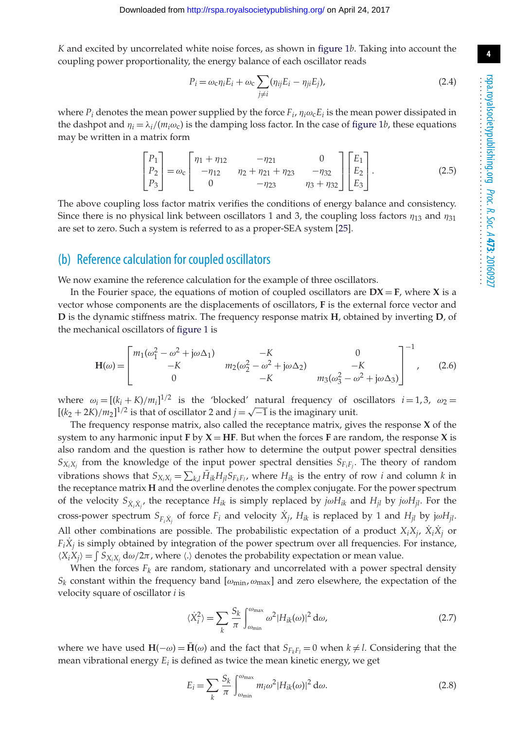$K$ and excited by uncorrelated white noise forces, as shown in figure 1*b*. Taking into account the coupling power proportionality, the energy balance of each oscillator reads

$$P_i = \omega_c \eta_i E_i + \omega_c \sum_{j \neq i} (\eta_{ij} E_i - \eta_{ji} E_j), \tag{2.4}$$

where $P_i$ denotes the mean power supplied by the force $F_i$, $\eta_i \omega_c E_i$ is the mean power dissipated in the dashpot and $\eta_i = \lambda_i/(m_i \omega_c)$ is the damping loss factor. In the case of figure 1*b*, these equations may be written in a matrix form

$$\begin{bmatrix} P_1 \\ P_2 \\ P_3 \end{bmatrix} = \omega_c \begin{bmatrix} \eta_1 + \eta_{12} & -\eta_{21} & 0 \\ -\eta_{12} & \eta_2 + \eta_{21} + \eta_{23} & -\eta_{32} \\ 0 & -\eta_{23} & \eta_3 + \eta_{32} \end{bmatrix} \begin{bmatrix} E_1 \\ E_2 \\ E_3 \end{bmatrix}. \tag{2.5}$$

The above coupling loss factor matrix verifies the conditions of energy balance and consistency. Since there is no physical link between oscillators 1 and 3, the coupling loss factors $\eta_{13}$ and $\eta_{31}$ are set to zero. Such a system is referred to as a proper-SEA system [25].

## (b) Reference calculation for coupled oscillators

We now examine the reference calculation for the example of three oscillators.

In the Fourier space, the equations of motion of coupled oscillators are $\mathbf{DX} = \mathbf{F}$, where $\mathbf{X}$ is a vector whose components are the displacements of oscillators, $\mathbf{F}$ is the external force vector and $\mathbf{D}$ is the dynamic stiffness matrix. The frequency response matrix $\mathbf{H}$, obtained by inverting $\mathbf{D}$, of the mechanical oscillators of figure 1 is

$$\mathbf{H}(\omega) = \begin{bmatrix} m_1(\omega_1^2 - \omega^2 + j\omega\Delta_1) & -K & 0 \\ -K & m_2(\omega_2^2 - \omega^2 + j\omega\Delta_2) & -K \\ 0 & -K & m_3(\omega_3^2 - \omega^2 + j\omega\Delta_3) \end{bmatrix}^{-1}, \tag{2.6}$$

where $\omega_i = [(k_i + K)/m_i]^{1/2}$ is the 'blocked' natural frequency of oscillators $i = 1, 3$, $\omega_2 = [(k_2 + 2K)/m_2]^{1/2}$ is that of oscillator 2 and $j = \sqrt{-1}$ is the imaginary unit.

The frequency response matrix, also called the receptance matrix, gives the response $\mathbf{X}$ of the system to any harmonic input $\mathbf{F}$ by $\mathbf{X} = \mathbf{HF}$. But when the forces $\mathbf{F}$ are random, the response $\mathbf{X}$ is also random and the question is rather how to determine the output power spectral densities $S_{X_i X_j}$ from the knowledge of the input power spectral densities $S_{F_i F_j}$. The theory of random vibrations shows that $S_{X_i X_j} = \sum_{k,l} \bar{H}_{ik} H_{jl} S_{F_k F_l}$, where $H_{ik}$ is the entry of row $i$ and column $k$ in the receptance matrix $\mathbf{H}$ and the overline denotes the complex conjugate. For the power spectrum of the velocity $S_{\dot{X}_i \dot{X}_j}$, the receptance $H_{ik}$ is simply replaced by $j\omega H_{ik}$ and $H_{jl}$ by $j\omega H_{jl}$. For the cross-power spectrum $S_{F_i \dot{X}_j}$ of force $F_i$ and velocity $\dot{X}_j$, $H_{ik}$ is replaced by 1 and $H_{jl}$ by $j\omega H_{jl}$. All other combinations are possible. The probabilistic expectation of a product $X_i X_j$, $\dot{X}_i \dot{X}_j$ or $F_i \dot{X}_j$ is simply obtained by integration of the power spectrum over all frequencies. For instance, $\langle X_i X_j \rangle = \int S_{X_i X_j} \, d\omega/2\pi$, where $\langle . \rangle$ denotes the probability expectation or mean value.

When the forces $F_k$ are random, stationary and uncorrelated with a power spectral density $S_k$ constant within the frequency band $[\omega_{\min}, \omega_{\max}]$ and zero elsewhere, the expectation of the velocity square of oscillator $i$ is

$$\langle \dot{X}_i^2 \rangle = \sum_k \frac{S_k}{\pi} \int_{\omega_{\min}}^{\omega_{\max}} \omega^2 |H_{ik}(\omega)|^2 \, d\omega, \tag{2.7}$$

where we have used $\mathbf{H}(-\omega) = \bar{\mathbf{H}}(\omega)$ and the fact that $S_{F_k F_l} = 0$ when $k \neq l$. Considering that the mean vibrational energy $E_i$ is defined as twice the mean kinetic energy, we get

$$E_i = \sum_k \frac{S_k}{\pi} \int_{\omega_{\min}}^{\omega_{\max}} m_i \omega^2 |H_{ik}(\omega)|^2 \, d\omega. \tag{2.8}$$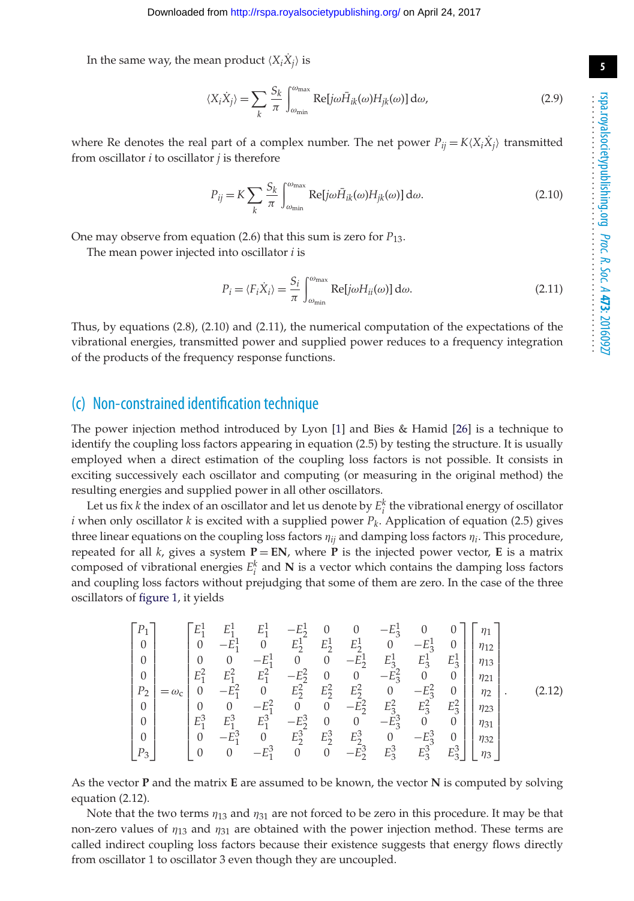In the same way, the mean product $\langle X_i \dot{X}_j \rangle$ is

$$\langle X_i \dot{X}_j \rangle = \sum_k \frac{S_k}{\pi} \int_{\omega_{\min}}^{\omega_{\max}} \mathrm{Re}[j\omega \bar{H}_{ik}(\omega) H_{jk}(\omega)]\, \mathrm{d}\omega, \tag{2.9}$$

where Re denotes the real part of a complex number. The net power $P_{ij} = K\langle X_i \dot{X}_j \rangle$ transmitted from oscillator $i$ to oscillator $j$ is therefore

$$P_{ij} = K \sum_k \frac{S_k}{\pi} \int_{\omega_{\min}}^{\omega_{\max}} \mathrm{Re}[j\omega \bar{H}_{ik}(\omega) H_{jk}(\omega)]\, \mathrm{d}\omega. \tag{2.10}$$

One may observe from equation (2.6) that this sum is zero for $P_{13}$.

The mean power injected into oscillator $i$ is

$$P_i = \langle F_i \dot{X}_i \rangle = \frac{S_i}{\pi} \int_{\omega_{\min}}^{\omega_{\max}} \mathrm{Re}[j\omega H_{ii}(\omega)]\, \mathrm{d}\omega. \tag{2.11}$$

Thus, by equations (2.8), (2.10) and (2.11), the numerical computation of the expectations of the vibrational energies, transmitted power and supplied power reduces to a frequency integration of the products of the frequency response functions.

## (c) Non-constrained identification technique

The power injection method introduced by Lyon [1] and Bies & Hamid [26] is a technique to identify the coupling loss factors appearing in equation (2.5) by testing the structure. It is usually employed when a direct estimation of the coupling loss factors is not possible. It consists in exciting successively each oscillator and computing (or measuring in the original method) the resulting energies and supplied power in all other oscillators.

Let us fix $k$ the index of an oscillator and let us denote by $E_i^k$ the vibrational energy of oscillator $i$ when only oscillator $k$ is excited with a supplied power $P_k$. Application of equation (2.5) gives three linear equations on the coupling loss factors $\eta_{ij}$ and damping loss factors $\eta_i$. This procedure, repeated for all $k$, gives a system $\mathbf{P} = \mathbf{E}\mathbf{N}$, where $\mathbf{P}$ is the injected power vector, $\mathbf{E}$ is a matrix composed of vibrational energies $E_i^k$ and $\mathbf{N}$ is a vector which contains the damping loss factors and coupling loss factors without prejudging that some of them are zero. In the case of the three oscillators of figure 1, it yields

$$\begin{bmatrix} P_1 \\ 0 \\ 0 \\ 0 \\ P_2 \\ 0 \\ 0 \\ 0 \\ P_3 \end{bmatrix} = \omega_c \begin{bmatrix} E_1^1 & E_1^1 & E_1^1 & -E_2^1 & 0 & 0 & -E_3^1 & 0 & 0 \\ 0 & -E_1^1 & 0 & E_2^1 & E_2^1 & E_2^1 & 0 & -E_3^1 & 0 \\ 0 & 0 & -E_1^1 & 0 & 0 & -E_2^1 & E_3^1 & E_3^1 & E_3^1 \\ E_1^2 & E_1^2 & E_1^2 & -E_2^2 & 0 & 0 & -E_3^2 & 0 & 0 \\ 0 & -E_1^2 & 0 & E_2^2 & E_2^2 & E_2^2 & 0 & -E_3^2 & 0 \\ 0 & 0 & -E_1^2 & 0 & 0 & -E_2^2 & E_3^2 & E_3^2 & E_3^2 \\ E_1^3 & E_1^3 & E_1^3 & -E_2^3 & 0 & 0 & -E_3^3 & 0 & 0 \\ 0 & -E_1^3 & 0 & E_2^3 & E_2^3 & E_2^3 & 0 & -E_3^3 & 0 \\ 0 & 0 & -E_1^3 & 0 & 0 & -E_2^3 & E_3^3 & E_3^3 & E_3^3 \end{bmatrix} \begin{bmatrix} \eta_1 \\ \eta_{12} \\ \eta_{13} \\ \eta_{21} \\ \eta_2 \\ \eta_{23} \\ \eta_{31} \\ \eta_{32} \\ \eta_3 \end{bmatrix}. \tag{2.12}$$

As the vector $\mathbf{P}$ and the matrix $\mathbf{E}$ are assumed to be known, the vector $\mathbf{N}$ is computed by solving equation (2.12).

Note that the two terms $\eta_{13}$ and $\eta_{31}$ are not forced to be zero in this procedure. It may be that non-zero values of $\eta_{13}$ and $\eta_{31}$ are obtained with the power injection method. These terms are called indirect coupling loss factors because their existence suggests that energy flows directly from oscillator 1 to oscillator 3 even though they are uncoupled.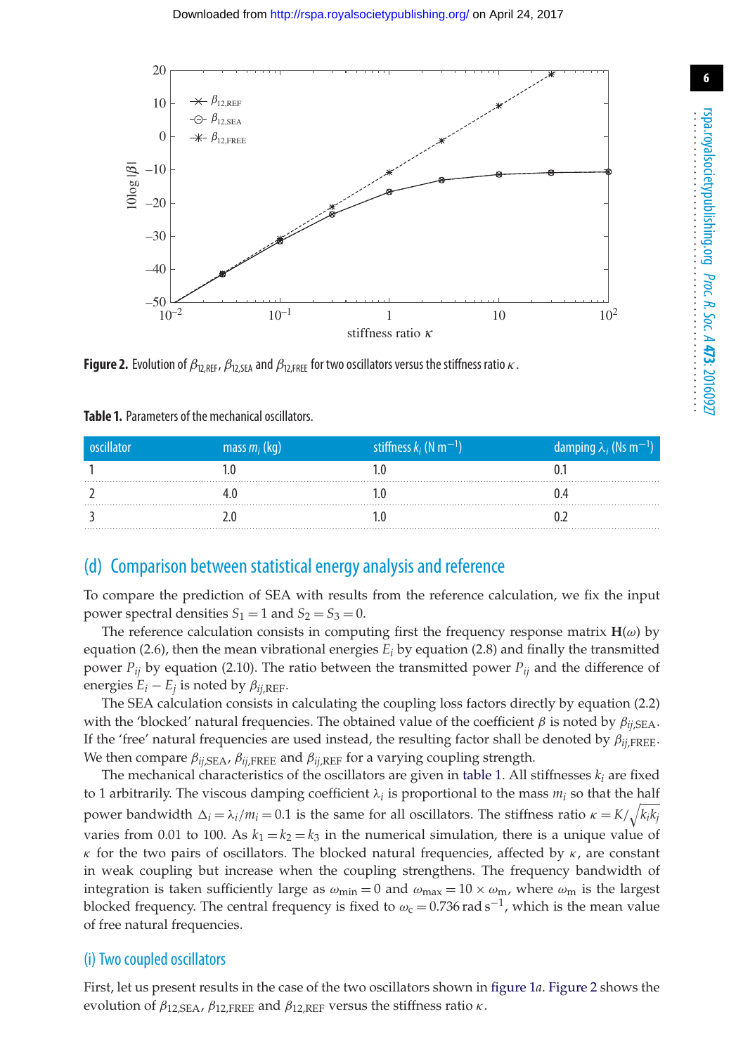**Figure 2.** Evolution of $\beta_{12,\mathrm{REF}}$, $\beta_{12,\mathrm{SEA}}$ and $\beta_{12,\mathrm{FREE}}$ for two oscillators versus the stiffness ratio $\kappa$.

**Table 1.** Parameters of the mechanical oscillators.

| oscillator | mass $m_i$ (kg) | stiffness $k_i$ (N m$^{-1}$) | damping $\lambda_i$ (Ns m$^{-1}$) |
|---|---|---|---|
| 1 | 1.0 | 1.0 | 0.1 |
| 2 | 4.0 | 1.0 | 0.4 |
| 3 | 2.0 | 1.0 | 0.2 |

## (d) Comparison between statistical energy analysis and reference

To compare the prediction of SEA with results from the reference calculation, we fix the input power spectral densities $S_1 = 1$ and $S_2 = S_3 = 0$.

The reference calculation consists in computing first the frequency response matrix $\mathbf{H}(\omega)$ by equation (2.6), then the mean vibrational energies $E_i$ by equation (2.8) and finally the transmitted power $P_{ij}$ by equation (2.10). The ratio between the transmitted power $P_{ij}$ and the difference of energies $E_i - E_j$ is noted by $\beta_{ij,\mathrm{REF}}$.

The SEA calculation consists in calculating the coupling loss factors directly by equation (2.2) with the 'blocked' natural frequencies. The obtained value of the coefficient $\beta$ is noted by $\beta_{ij,\mathrm{SEA}}$. If the 'free' natural frequencies are used instead, the resulting factor shall be denoted by $\beta_{ij,\mathrm{FREE}}$. We then compare $\beta_{ij,\mathrm{SEA}}$, $\beta_{ij,\mathrm{FREE}}$ and $\beta_{ij,\mathrm{REF}}$ for a varying coupling strength.

The mechanical characteristics of the oscillators are given in table 1. All stiffnesses $k_i$ are fixed to 1 arbitrarily. The viscous damping coefficient $\lambda_i$ is proportional to the mass $m_i$ so that the half power bandwidth $\Delta_i = \lambda_i/m_i = 0.1$ is the same for all oscillators. The stiffness ratio $\kappa = K/\sqrt{k_i k_j}$ varies from 0.01 to 100. As $k_1 = k_2 = k_3$ in the numerical simulation, there is a unique value of $\kappa$ for the two pairs of oscillators. The blocked natural frequencies, affected by $\kappa$, are constant in weak coupling but increase when the coupling strengthens. The frequency bandwidth of integration is taken sufficiently large as $\omega_{\mathrm{min}} = 0$ and $\omega_{\mathrm{max}} = 10 \times \omega_{\mathrm{m}}$, where $\omega_{\mathrm{m}}$ is the largest blocked frequency. The central frequency is fixed to $\omega_{\mathrm{c}} = 0.736\,\mathrm{rad\,s}^{-1}$, which is the mean value of free natural frequencies.

### (i) Two coupled oscillators

First, let us present results in the case of the two oscillators shown in figure 1*a*. Figure 2 shows the evolution of $\beta_{12,\mathrm{SEA}}$, $\beta_{12,\mathrm{FREE}}$ and $\beta_{12,\mathrm{REF}}$ versus the stiffness ratio $\kappa$.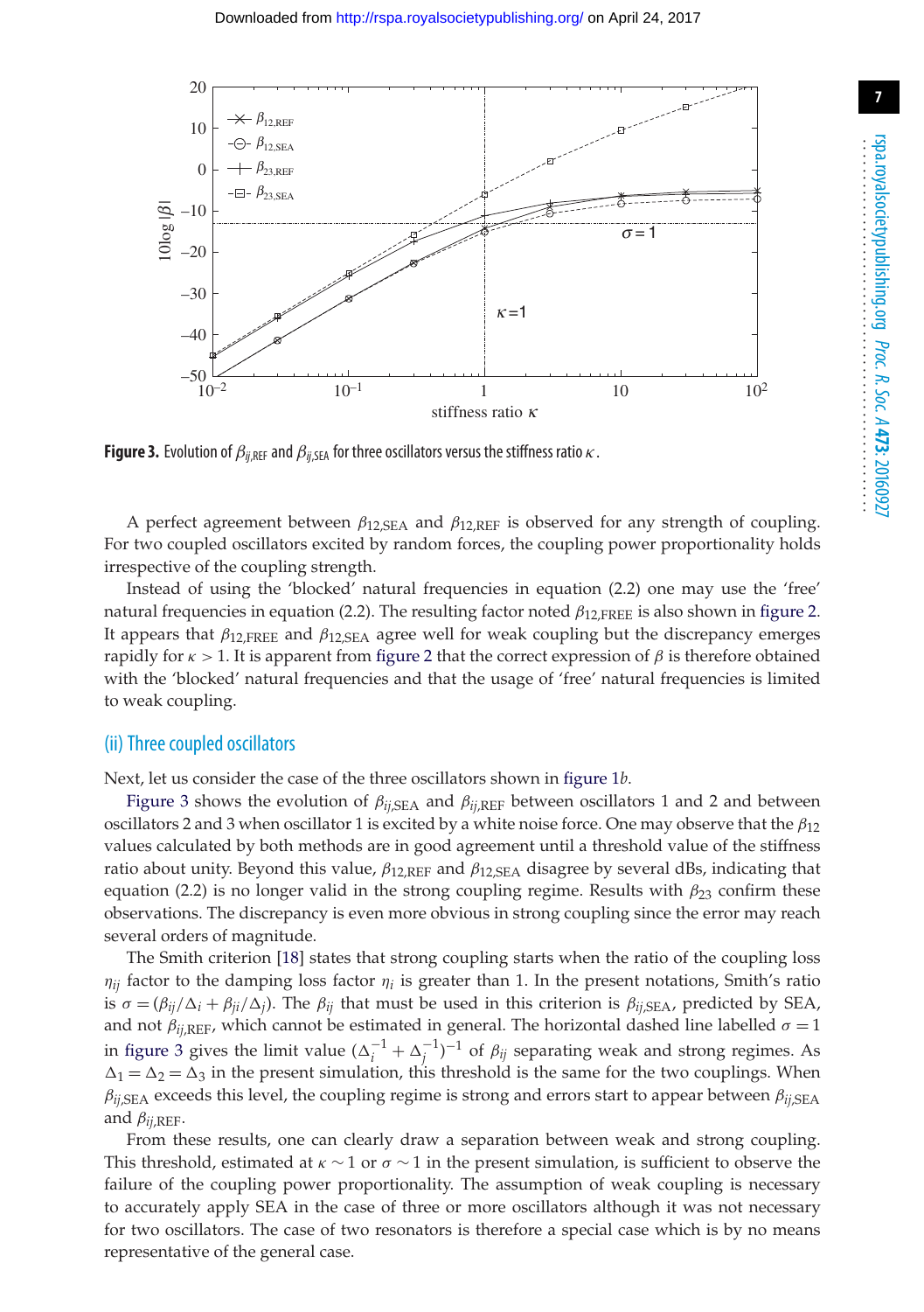**Figure 3.** Evolution of $\beta_{ij,\mathrm{REF}}$ and $\beta_{ij,\mathrm{SEA}}$ for three oscillators versus the stiffness ratio $\kappa$.

A perfect agreement between $\beta_{12,\mathrm{SEA}}$ and $\beta_{12,\mathrm{REF}}$ is observed for any strength of coupling. For two coupled oscillators excited by random forces, the coupling power proportionality holds irrespective of the coupling strength.

Instead of using the 'blocked' natural frequencies in equation (2.2) one may use the 'free' natural frequencies in equation (2.2). The resulting factor noted $\beta_{12,\mathrm{FREE}}$ is also shown in figure 2. It appears that $\beta_{12,\mathrm{FREE}}$ and $\beta_{12,\mathrm{SEA}}$ agree well for weak coupling but the discrepancy emerges rapidly for $\kappa > 1$. It is apparent from figure 2 that the correct expression of $\beta$ is therefore obtained with the 'blocked' natural frequencies and that the usage of 'free' natural frequencies is limited to weak coupling.

### (ii) Three coupled oscillators

Next, let us consider the case of the three oscillators shown in figure 1*b*.

Figure 3 shows the evolution of $\beta_{ij,\mathrm{SEA}}$ and $\beta_{ij,\mathrm{REF}}$ between oscillators 1 and 2 and between oscillators 2 and 3 when oscillator 1 is excited by a white noise force. One may observe that the $\beta_{12}$ values calculated by both methods are in good agreement until a threshold value of the stiffness ratio about unity. Beyond this value, $\beta_{12,\mathrm{REF}}$ and $\beta_{12,\mathrm{SEA}}$ disagree by several dBs, indicating that equation (2.2) is no longer valid in the strong coupling regime. Results with $\beta_{23}$ confirm these observations. The discrepancy is even more obvious in strong coupling since the error may reach several orders of magnitude.

The Smith criterion [18] states that strong coupling starts when the ratio of the coupling loss $\eta_{ij}$ factor to the damping loss factor $\eta_i$ is greater than 1. In the present notations, Smith's ratio is $\sigma = (\beta_{ij}/\Delta_i + \beta_{ji}/\Delta_j)$. The $\beta_{ij}$ that must be used in this criterion is $\beta_{ij,\mathrm{SEA}}$, predicted by SEA, and not $\beta_{ij,\mathrm{REF}}$, which cannot be estimated in general. The horizontal dashed line labelled $\sigma = 1$ in figure 3 gives the limit value $(\Delta_i^{-1} + \Delta_j^{-1})^{-1}$ of $\beta_{ij}$ separating weak and strong regimes. As $\Delta_1 = \Delta_2 = \Delta_3$ in the present simulation, this threshold is the same for the two couplings. When $\beta_{ij,\mathrm{SEA}}$ exceeds this level, the coupling regime is strong and errors start to appear between $\beta_{ij,\mathrm{SEA}}$ and $\beta_{ij,\mathrm{REF}}$.

From these results, one can clearly draw a separation between weak and strong coupling. This threshold, estimated at $\kappa \sim 1$ or $\sigma \sim 1$ in the present simulation, is sufficient to observe the failure of the coupling power proportionality. The assumption of weak coupling is necessary to accurately apply SEA in the case of three or more oscillators although it was not necessary for two oscillators. The case of two resonators is therefore a special case which is by no means representative of the general case.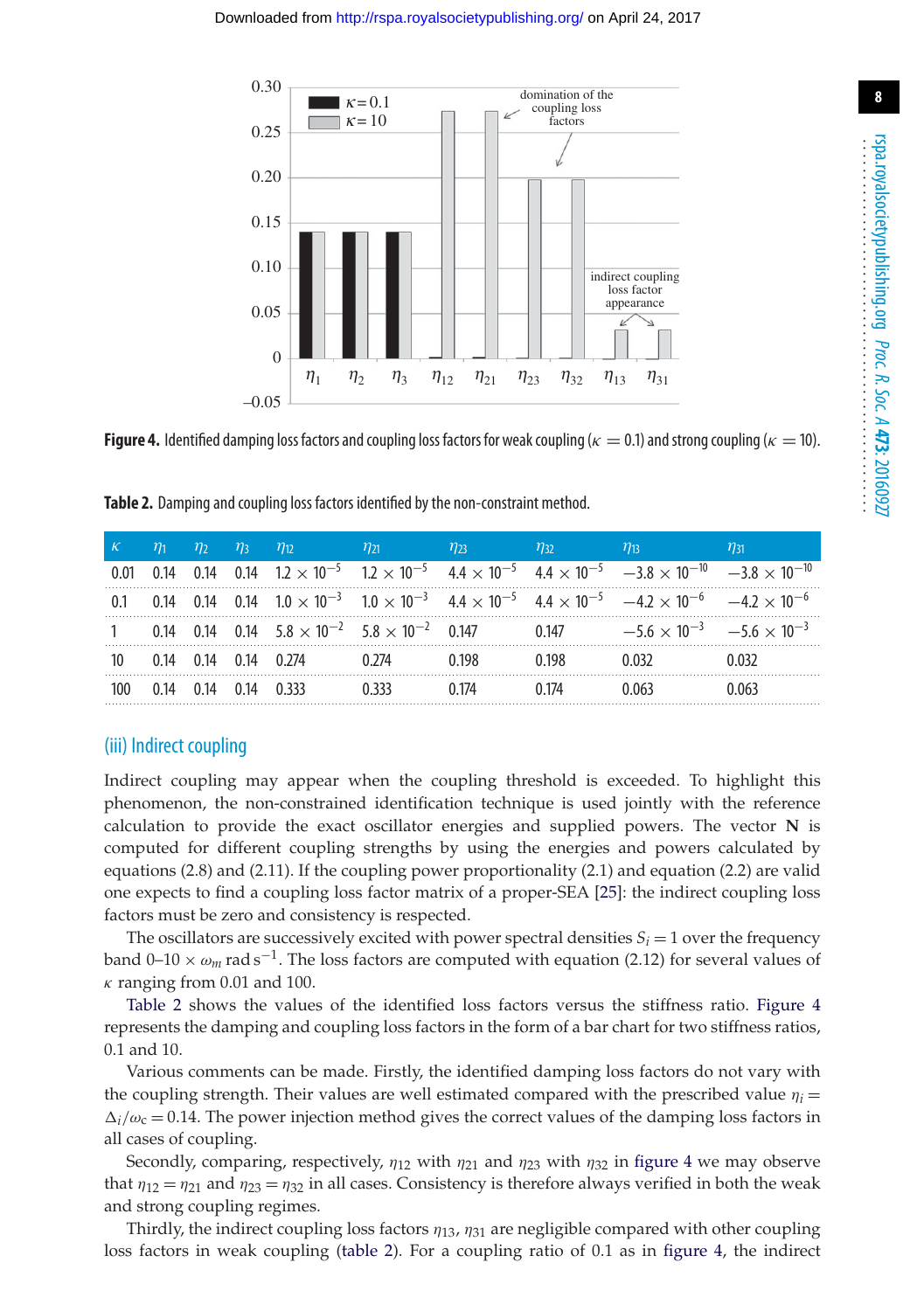**Figure 4.** Identified damping loss factors and coupling loss factors for weak coupling ($\kappa = 0.1$) and strong coupling ($\kappa = 10$).

**Table 2.** Damping and coupling loss factors identified by the non-constraint method.

| $\kappa$ | $\eta_1$ | $\eta_2$ | $\eta_3$ | $\eta_{12}$ | $\eta_{21}$ | $\eta_{23}$ | $\eta_{32}$ | $\eta_{13}$ | $\eta_{31}$ |
|---|---|---|---|---|---|---|---|---|---|
| 0.01 | 0.14 | 0.14 | 0.14 | $1.2 \times 10^{-5}$ | $1.2 \times 10^{-5}$ | $4.4 \times 10^{-5}$ | $4.4 \times 10^{-5}$ | $-3.8 \times 10^{-10}$ | $-3.8 \times 10^{-10}$ |
| 0.1 | 0.14 | 0.14 | 0.14 | $1.0 \times 10^{-3}$ | $1.0 \times 10^{-3}$ | $4.4 \times 10^{-5}$ | $4.4 \times 10^{-5}$ | $-4.2 \times 10^{-6}$ | $-4.2 \times 10^{-6}$ |
| 1 | 0.14 | 0.14 | 0.14 | $5.8 \times 10^{-2}$ | $5.8 \times 10^{-2}$ | 0.147 | 0.147 | $-5.6 \times 10^{-3}$ | $-5.6 \times 10^{-3}$ |
| 10 | 0.14 | 0.14 | 0.14 | 0.274 | 0.274 | 0.198 | 0.198 | 0.032 | 0.032 |
| 100 | 0.14 | 0.14 | 0.14 | 0.333 | 0.333 | 0.174 | 0.174 | 0.063 | 0.063 |

### (iii) Indirect coupling

Indirect coupling may appear when the coupling threshold is exceeded. To highlight this phenomenon, the non-constrained identification technique is used jointly with the reference calculation to provide the exact oscillator energies and supplied powers. The vector $\mathbf{N}$ is computed for different coupling strengths by using the energies and powers calculated by equations (2.8) and (2.11). If the coupling power proportionality (2.1) and equation (2.2) are valid one expects to find a coupling loss factor matrix of a proper-SEA [25]: the indirect coupling loss factors must be zero and consistency is respected.

The oscillators are successively excited with power spectral densities $S_i = 1$ over the frequency band 0–10 $\times\, \omega_m$ rad s$^{-1}$. The loss factors are computed with equation (2.12) for several values of $\kappa$ ranging from 0.01 and 100.

Table 2 shows the values of the identified loss factors versus the stiffness ratio. Figure 4 represents the damping and coupling loss factors in the form of a bar chart for two stiffness ratios, 0.1 and 10.

Various comments can be made. Firstly, the identified damping loss factors do not vary with the coupling strength. Their values are well estimated compared with the prescribed value $\eta_i = \Delta_i/\omega_c = 0.14$. The power injection method gives the correct values of the damping loss factors in all cases of coupling.

Secondly, comparing, respectively, $\eta_{12}$ with $\eta_{21}$ and $\eta_{23}$ with $\eta_{32}$ in figure 4 we may observe that $\eta_{12} = \eta_{21}$ and $\eta_{23} = \eta_{32}$ in all cases. Consistency is therefore always verified in both the weak and strong coupling regimes.

Thirdly, the indirect coupling loss factors $\eta_{13}$, $\eta_{31}$ are negligible compared with other coupling loss factors in weak coupling (table 2). For a coupling ratio of 0.1 as in figure 4, the indirect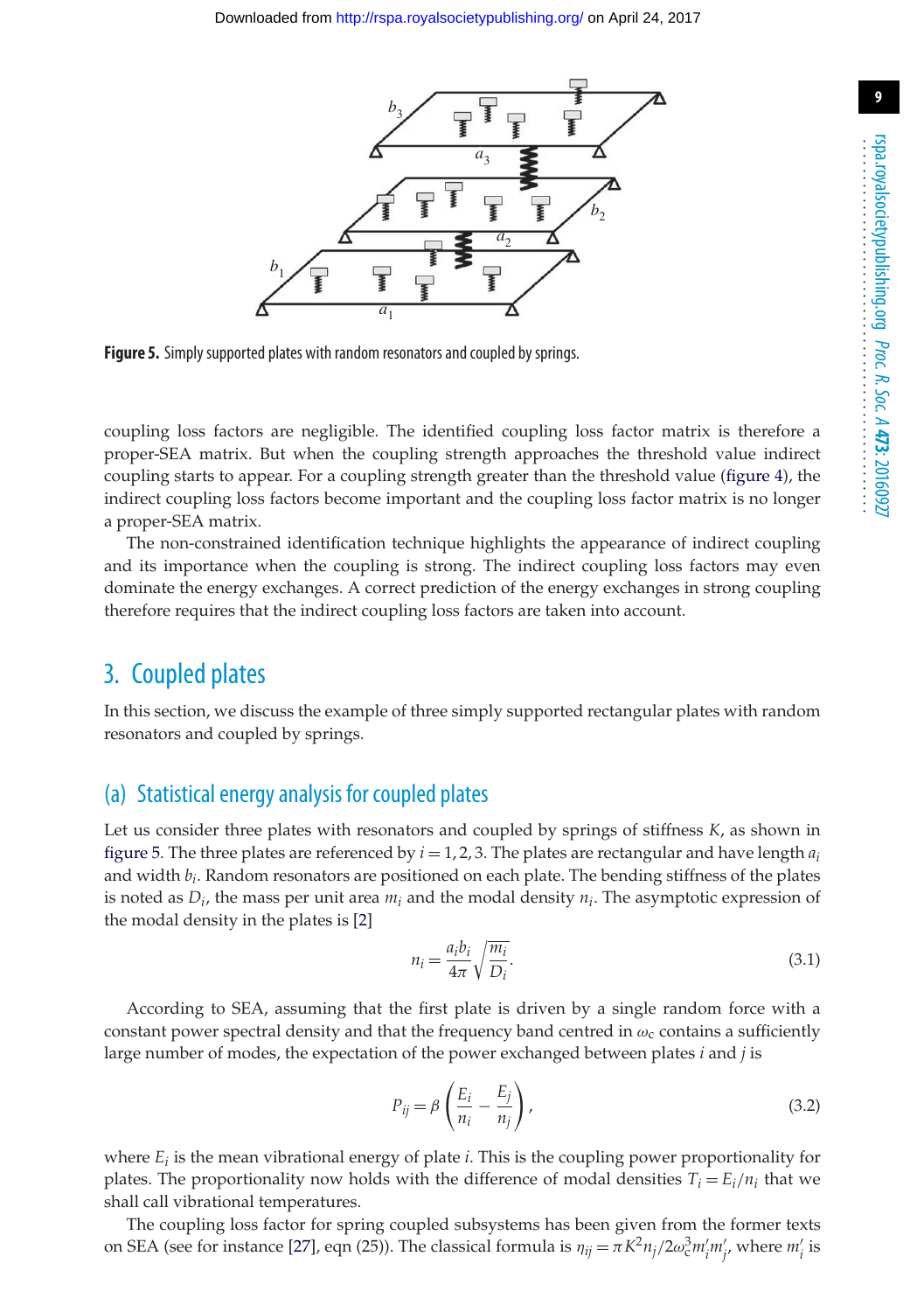**Figure 5.** Simply supported plates with random resonators and coupled by springs.

coupling loss factors are negligible. The identified coupling loss factor matrix is therefore a proper-SEA matrix. But when the coupling strength approaches the threshold value indirect coupling starts to appear. For a coupling strength greater than the threshold value (figure 4), the indirect coupling loss factors become important and the coupling loss factor matrix is no longer a proper-SEA matrix.

The non-constrained identification technique highlights the appearance of indirect coupling and its importance when the coupling is strong. The indirect coupling loss factors may even dominate the energy exchanges. A correct prediction of the energy exchanges in strong coupling therefore requires that the indirect coupling loss factors are taken into account.

## 3. Coupled plates

In this section, we discuss the example of three simply supported rectangular plates with random resonators and coupled by springs.

### (a) Statistical energy analysis for coupled plates

Let us consider three plates with resonators and coupled by springs of stiffness $K$, as shown in figure 5. The three plates are referenced by $i = 1, 2, 3$. The plates are rectangular and have length $a_i$ and width $b_i$. Random resonators are positioned on each plate. The bending stiffness of the plates is noted as $D_i$, the mass per unit area $m_i$ and the modal density $n_i$. The asymptotic expression of the modal density in the plates is [2]

$$n_i = \frac{a_i b_i}{4\pi}\sqrt{\frac{m_i}{D_i}}. \tag{3.1}$$

According to SEA, assuming that the first plate is driven by a single random force with a constant power spectral density and that the frequency band centred in $\omega_c$ contains a sufficiently large number of modes, the expectation of the power exchanged between plates $i$ and $j$ is

$$P_{ij} = \beta\left(\frac{E_i}{n_i} - \frac{E_j}{n_j}\right), \tag{3.2}$$

where $E_i$ is the mean vibrational energy of plate $i$. This is the coupling power proportionality for plates. The proportionality now holds with the difference of modal densities $T_i = E_i/n_i$ that we shall call vibrational temperatures.

The coupling loss factor for spring coupled subsystems has been given from the former texts on SEA (see for instance [27], eqn (25)). The classical formula is $\eta_{ij} = \pi K^2 n_j / 2\omega_c^3 m'_i m'_j$, where $m'_i$ is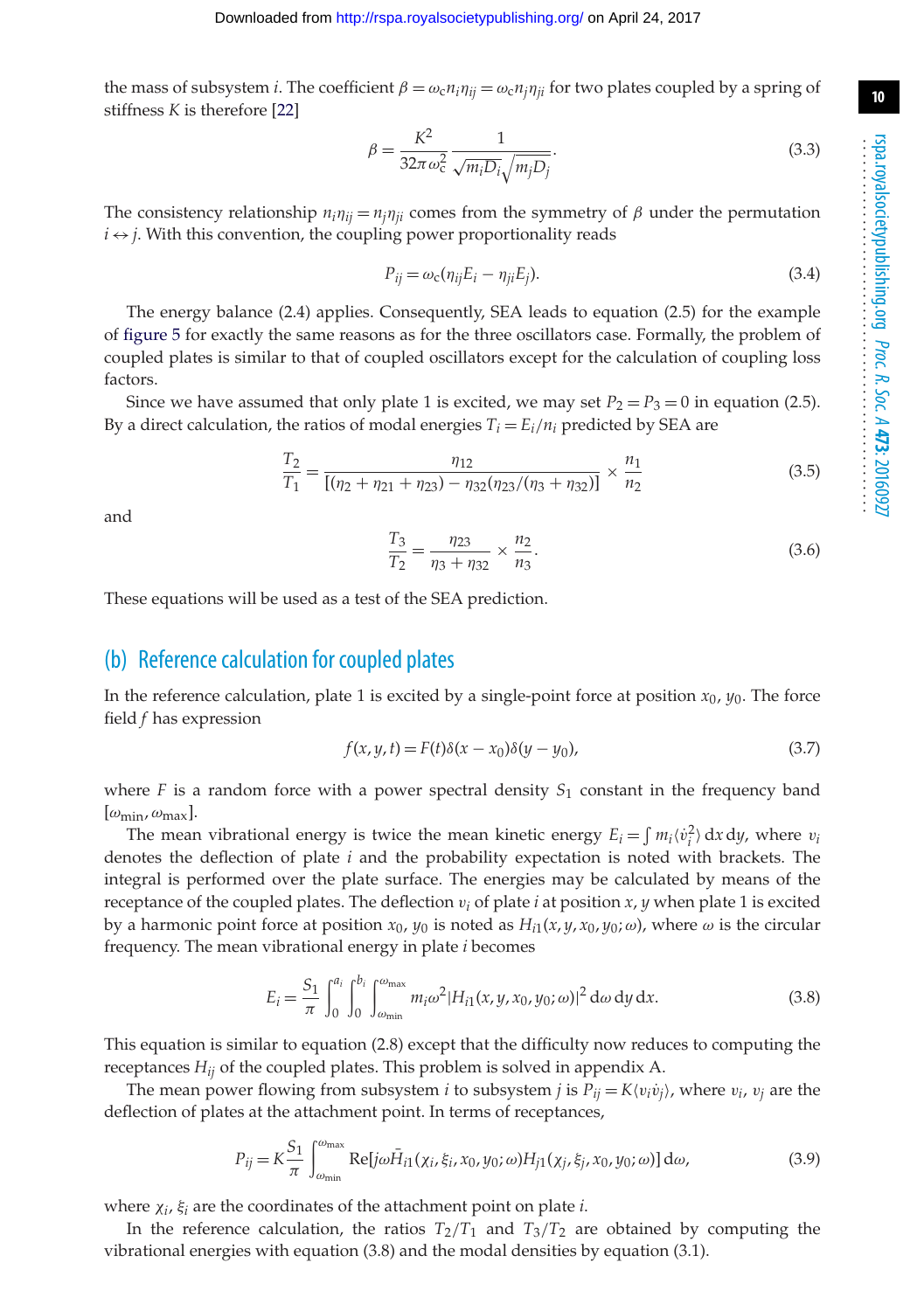the mass of subsystem $i$. The coefficient $\beta = \omega_c n_i \eta_{ij} = \omega_c n_j \eta_{ji}$ for two plates coupled by a spring of stiffness $K$ is therefore [22]

$$\beta = \frac{K^2}{32\pi\omega_c^2} \frac{1}{\sqrt{m_i D_i}\sqrt{m_j D_j}}. \tag{3.3}$$

The consistency relationship $n_i \eta_{ij} = n_j \eta_{ji}$ comes from the symmetry of $\beta$ under the permutation $i \leftrightarrow j$. With this convention, the coupling power proportionality reads

$$P_{ij} = \omega_c(\eta_{ij} E_i - \eta_{ji} E_j). \tag{3.4}$$

The energy balance (2.4) applies. Consequently, SEA leads to equation (2.5) for the example of figure 5 for exactly the same reasons as for the three oscillators case. Formally, the problem of coupled plates is similar to that of coupled oscillators except for the calculation of coupling loss factors.

Since we have assumed that only plate 1 is excited, we may set $P_2 = P_3 = 0$ in equation (2.5). By a direct calculation, the ratios of modal energies $T_i = E_i/n_i$ predicted by SEA are

$$\frac{T_2}{T_1} = \frac{\eta_{12}}{[(\eta_2 + \eta_{21} + \eta_{23}) - \eta_{32}(\eta_{23}/(\eta_3 + \eta_{32})]} \times \frac{n_1}{n_2} \tag{3.5}$$

and

$$\frac{T_3}{T_2} = \frac{\eta_{23}}{\eta_3 + \eta_{32}} \times \frac{n_2}{n_3}. \tag{3.6}$$

These equations will be used as a test of the SEA prediction.

## (b) Reference calculation for coupled plates

In the reference calculation, plate 1 is excited by a single-point force at position $x_0$, $y_0$. The force field $f$ has expression

$$f(x, y, t) = F(t)\delta(x - x_0)\delta(y - y_0), \tag{3.7}$$

where $F$ is a random force with a power spectral density $S_1$ constant in the frequency band $[\omega_{\min}, \omega_{\max}]$.

The mean vibrational energy is twice the mean kinetic energy $E_i = \int m_i \langle \dot{v}_i^2 \rangle \, dx \, dy$, where $v_i$ denotes the deflection of plate $i$ and the probability expectation is noted with brackets. The integral is performed over the plate surface. The energies may be calculated by means of the receptance of the coupled plates. The deflection $v_i$ of plate $i$ at position $x$, $y$ when plate 1 is excited by a harmonic point force at position $x_0$, $y_0$ is noted as $H_{i1}(x, y, x_0, y_0; \omega)$, where $\omega$ is the circular frequency. The mean vibrational energy in plate $i$ becomes

$$E_i = \frac{S_1}{\pi} \int_0^{a_i} \int_0^{b_i} \int_{\omega_{\min}}^{\omega_{\max}} m_i \omega^2 |H_{i1}(x, y, x_0, y_0; \omega)|^2 \, d\omega \, dy \, dx. \tag{3.8}$$

This equation is similar to equation (2.8) except that the difficulty now reduces to computing the receptances $H_{ij}$ of the coupled plates. This problem is solved in appendix A.

The mean power flowing from subsystem $i$ to subsystem $j$ is $P_{ij} = K\langle v_i \dot{v}_j \rangle$, where $v_i$, $v_j$ are the deflection of plates at the attachment point. In terms of receptances,

$$P_{ij} = K\frac{S_1}{\pi} \int_{\omega_{\min}}^{\omega_{\max}} \mathrm{Re}[j\omega \bar{H}_{i1}(\chi_i, \xi_i, x_0, y_0; \omega) H_{j1}(\chi_j, \xi_j, x_0, y_0; \omega)] \, d\omega, \tag{3.9}$$

where $\chi_i$, $\xi_i$ are the coordinates of the attachment point on plate $i$.

In the reference calculation, the ratios $T_2/T_1$ and $T_3/T_2$ are obtained by computing the vibrational energies with equation (3.8) and the modal densities by equation (3.1).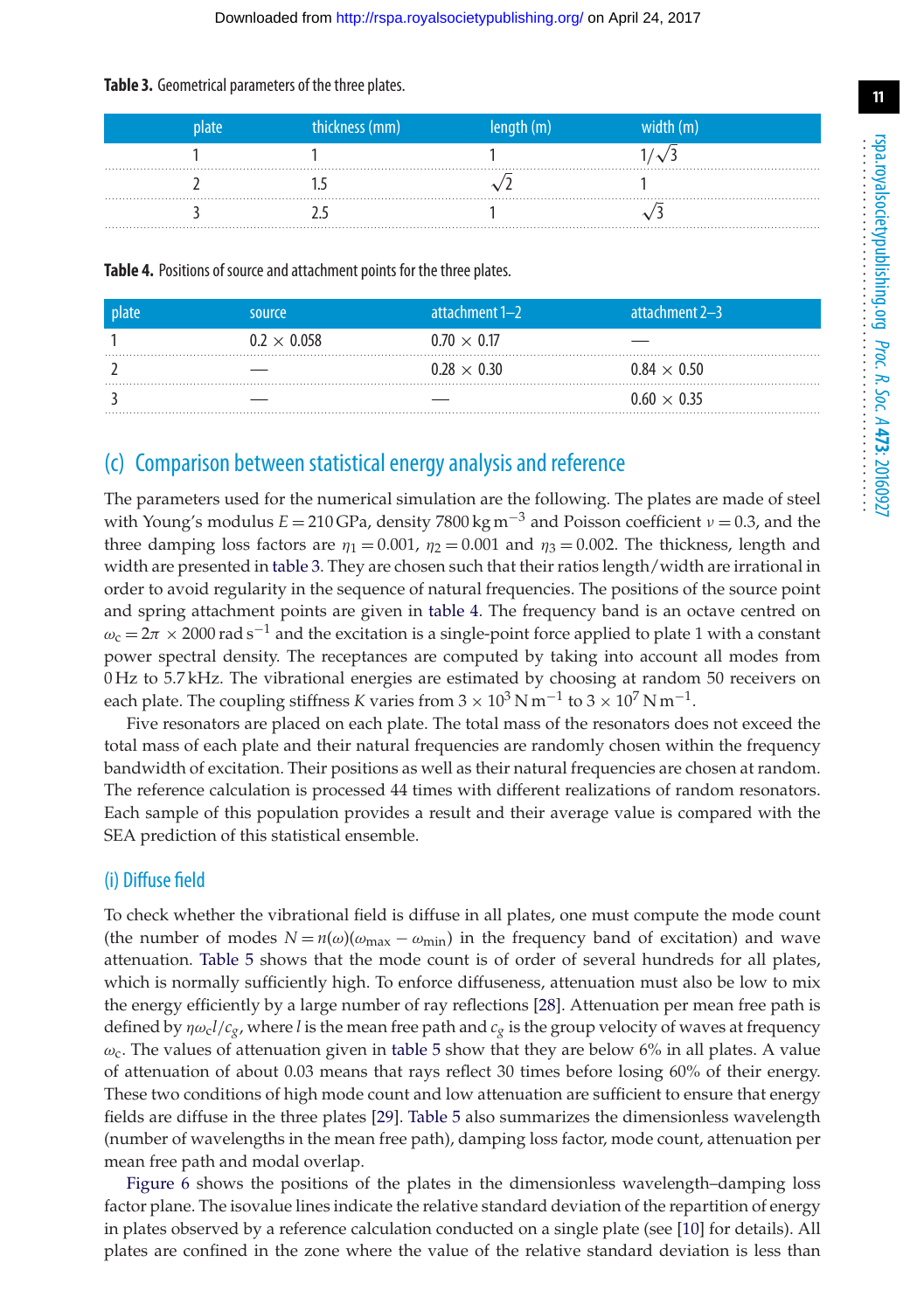**Table 3.** Geometrical parameters of the three plates.

| plate | thickness (mm) | length (m) | width (m) |
|---|---|---|---|
| 1 | 1 | 1 | $1/\sqrt{3}$ |
| 2 | 1.5 | $\sqrt{2}$ | 1 |
| 3 | 2.5 | 1 | $\sqrt{3}$ |

**Table 4.** Positions of source and attachment points for the three plates.

| plate | source | attachment 1–2 | attachment 2–3 |
|---|---|---|---|
| 1 | $0.2 \times 0.058$ | $0.70 \times 0.17$ | — |
| 2 | — | $0.28 \times 0.30$ | $0.84 \times 0.50$ |
| 3 | — | — | $0.60 \times 0.35$ |

## (c) Comparison between statistical energy analysis and reference

The parameters used for the numerical simulation are the following. The plates are made of steel with Young's modulus $E = 210$ GPa, density $7800\,\mathrm{kg\,m^{-3}}$ and Poisson coefficient $\nu = 0.3$, and the three damping loss factors are $\eta_1 = 0.001$, $\eta_2 = 0.001$ and $\eta_3 = 0.002$. The thickness, length and width are presented in table 3. They are chosen such that their ratios length/width are irrational in order to avoid regularity in the sequence of natural frequencies. The positions of the source point and spring attachment points are given in table 4. The frequency band is an octave centred on $\omega_c = 2\pi \times 2000\,\mathrm{rad\,s^{-1}}$ and the excitation is a single-point force applied to plate 1 with a constant power spectral density. The receptances are computed by taking into account all modes from 0 Hz to 5.7 kHz. The vibrational energies are estimated by choosing at random 50 receivers on each plate. The coupling stiffness $K$ varies from $3 \times 10^3\,\mathrm{N\,m^{-1}}$ to $3 \times 10^7\,\mathrm{N\,m^{-1}}$.

Five resonators are placed on each plate. The total mass of the resonators does not exceed the total mass of each plate and their natural frequencies are randomly chosen within the frequency bandwidth of excitation. Their positions as well as their natural frequencies are chosen at random. The reference calculation is processed 44 times with different realizations of random resonators. Each sample of this population provides a result and their average value is compared with the SEA prediction of this statistical ensemble.

### (i) Diffuse field

To check whether the vibrational field is diffuse in all plates, one must compute the mode count (the number of modes $N = n(\omega)(\omega_{\max} - \omega_{\min})$ in the frequency band of excitation) and wave attenuation. Table 5 shows that the mode count is of order of several hundreds for all plates, which is normally sufficiently high. To enforce diffuseness, attenuation must also be low to mix the energy efficiently by a large number of ray reflections [28]. Attenuation per mean free path is defined by $\eta\omega_c l/c_g$, where $l$ is the mean free path and $c_g$ is the group velocity of waves at frequency $\omega_c$. The values of attenuation given in table 5 show that they are below 6% in all plates. A value of attenuation of about 0.03 means that rays reflect 30 times before losing 60% of their energy. These two conditions of high mode count and low attenuation are sufficient to ensure that energy fields are diffuse in the three plates [29]. Table 5 also summarizes the dimensionless wavelength (number of wavelengths in the mean free path), damping loss factor, mode count, attenuation per mean free path and modal overlap.

Figure 6 shows the positions of the plates in the dimensionless wavelength–damping loss factor plane. The isovalue lines indicate the relative standard deviation of the repartition of energy in plates observed by a reference calculation conducted on a single plate (see [10] for details). All plates are confined in the zone where the value of the relative standard deviation is less than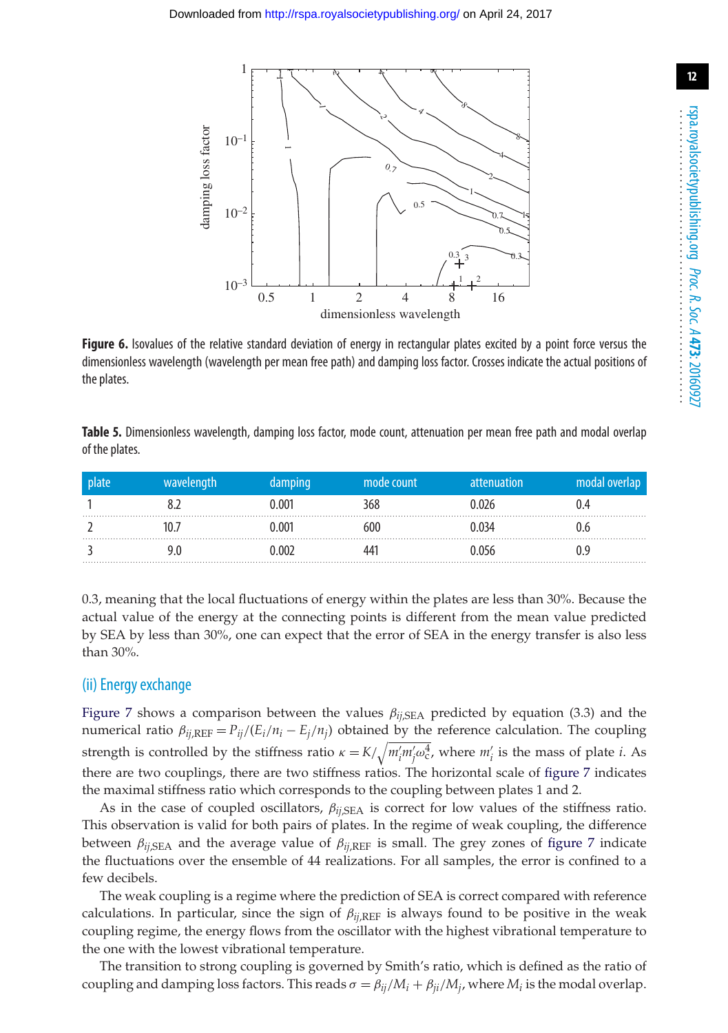**Figure 6.** Isovalues of the relative standard deviation of energy in rectangular plates excited by a point force versus the dimensionless wavelength (wavelength per mean free path) and damping loss factor. Crosses indicate the actual positions of the plates.

**Table 5.** Dimensionless wavelength, damping loss factor, mode count, attenuation per mean free path and modal overlap of the plates.

| plate | wavelength | damping | mode count | attenuation | modal overlap |
|---|---|---|---|---|---|
| 1 | 8.2 | 0.001 | 368 | 0.026 | 0.4 |
| 2 | 10.7 | 0.001 | 600 | 0.034 | 0.6 |
| 3 | 9.0 | 0.002 | 441 | 0.056 | 0.9 |

0.3, meaning that the local fluctuations of energy within the plates are less than 30%. Because the actual value of the energy at the connecting points is different from the mean value predicted by SEA by less than 30%, one can expect that the error of SEA in the energy transfer is also less than 30%.

### (ii) Energy exchange

Figure 7 shows a comparison between the values $\beta_{ij,\mathrm{SEA}}$ predicted by equation (3.3) and the numerical ratio $\beta_{ij,\mathrm{REF}} = P_{ij}/(E_i/n_i - E_j/n_j)$ obtained by the reference calculation. The coupling strength is controlled by the stiffness ratio $\kappa = K/\sqrt{m'_i m'_j \omega_c^4}$, where $m'_i$ is the mass of plate $i$. As there are two couplings, there are two stiffness ratios. The horizontal scale of figure 7 indicates the maximal stiffness ratio which corresponds to the coupling between plates 1 and 2.

As in the case of coupled oscillators, $\beta_{ij,\mathrm{SEA}}$ is correct for low values of the stiffness ratio. This observation is valid for both pairs of plates. In the regime of weak coupling, the difference between $\beta_{ij,\mathrm{SEA}}$ and the average value of $\beta_{ij,\mathrm{REF}}$ is small. The grey zones of figure 7 indicate the fluctuations over the ensemble of 44 realizations. For all samples, the error is confined to a few decibels.

The weak coupling is a regime where the prediction of SEA is correct compared with reference calculations. In particular, since the sign of $\beta_{ij,\mathrm{REF}}$ is always found to be positive in the weak coupling regime, the energy flows from the oscillator with the highest vibrational temperature to the one with the lowest vibrational temperature.

The transition to strong coupling is governed by Smith's ratio, which is defined as the ratio of coupling and damping loss factors. This reads $\sigma = \beta_{ij}/M_i + \beta_{ji}/M_j$, where $M_i$ is the modal overlap.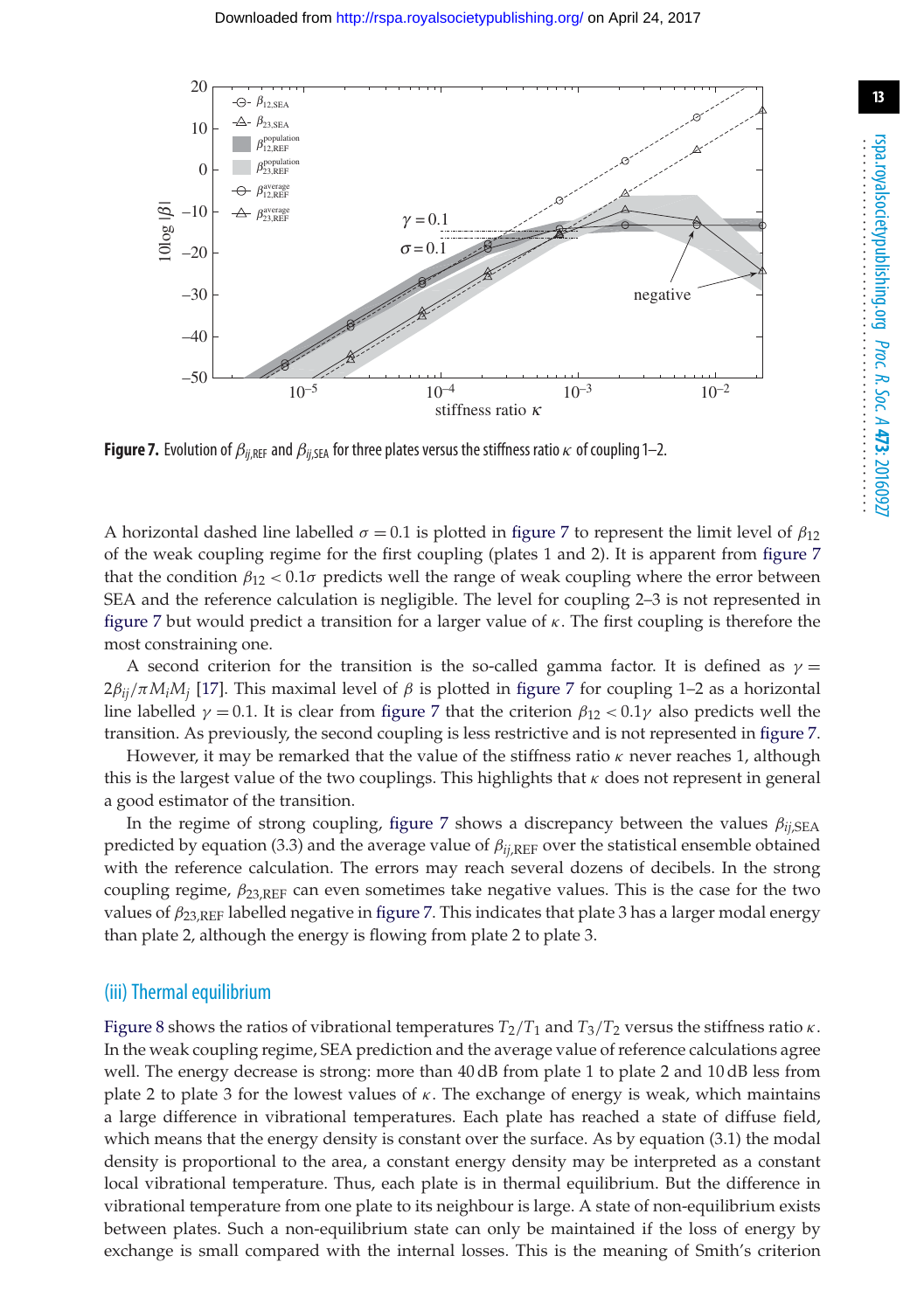**Figure 7.** Evolution of $\beta_{ij,\mathrm{REF}}$ and $\beta_{ij,\mathrm{SEA}}$ for three plates versus the stiffness ratio $\kappa$ of coupling 1–2.

A horizontal dashed line labelled $\sigma = 0.1$ is plotted in figure 7 to represent the limit level of $\beta_{12}$ of the weak coupling regime for the first coupling (plates 1 and 2). It is apparent from figure 7 that the condition $\beta_{12} < 0.1\sigma$ predicts well the range of weak coupling where the error between SEA and the reference calculation is negligible. The level for coupling 2–3 is not represented in figure 7 but would predict a transition for a larger value of $\kappa$. The first coupling is therefore the most constraining one.

A second criterion for the transition is the so-called gamma factor. It is defined as $\gamma = 2\beta_{ij}/\pi M_i M_j$ [17]. This maximal level of $\beta$ is plotted in figure 7 for coupling 1–2 as a horizontal line labelled $\gamma = 0.1$. It is clear from figure 7 that the criterion $\beta_{12} < 0.1\gamma$ also predicts well the transition. As previously, the second coupling is less restrictive and is not represented in figure 7.

However, it may be remarked that the value of the stiffness ratio $\kappa$ never reaches 1, although this is the largest value of the two couplings. This highlights that $\kappa$ does not represent in general a good estimator of the transition.

In the regime of strong coupling, figure 7 shows a discrepancy between the values $\beta_{ij,\mathrm{SEA}}$ predicted by equation (3.3) and the average value of $\beta_{ij,\mathrm{REF}}$ over the statistical ensemble obtained with the reference calculation. The errors may reach several dozens of decibels. In the strong coupling regime, $\beta_{23,\mathrm{REF}}$ can even sometimes take negative values. This is the case for the two values of $\beta_{23,\mathrm{REF}}$ labelled negative in figure 7. This indicates that plate 3 has a larger modal energy than plate 2, although the energy is flowing from plate 2 to plate 3.

## (iii) Thermal equilibrium

Figure 8 shows the ratios of vibrational temperatures $T_2/T_1$ and $T_3/T_2$ versus the stiffness ratio $\kappa$. In the weak coupling regime, SEA prediction and the average value of reference calculations agree well. The energy decrease is strong: more than 40 dB from plate 1 to plate 2 and 10 dB less from plate 2 to plate 3 for the lowest values of $\kappa$. The exchange of energy is weak, which maintains a large difference in vibrational temperatures. Each plate has reached a state of diffuse field, which means that the energy density is constant over the surface. As by equation (3.1) the modal density is proportional to the area, a constant energy density may be interpreted as a constant local vibrational temperature. Thus, each plate is in thermal equilibrium. But the difference in vibrational temperature from one plate to its neighbour is large. A state of non-equilibrium exists between plates. Such a non-equilibrium state can only be maintained if the loss of energy by exchange is small compared with the internal losses. This is the meaning of Smith's criterion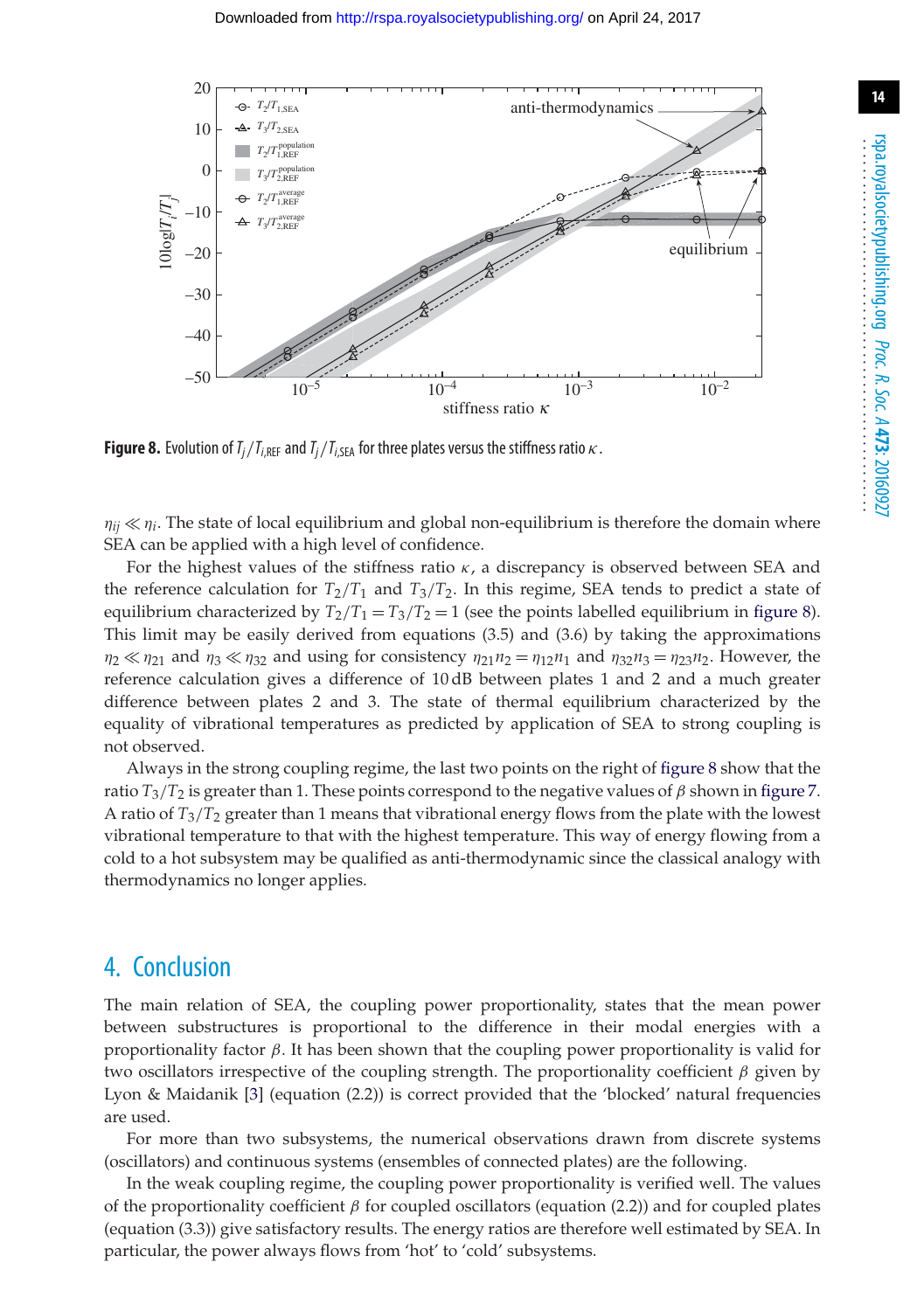**Figure 8.** Evolution of $T_j/T_{i,\mathrm{REF}}$ and $T_j/T_{i,\mathrm{SEA}}$ for three plates versus the stiffness ratio $\kappa$.

$\eta_{ij} \ll \eta_i$. The state of local equilibrium and global non-equilibrium is therefore the domain where SEA can be applied with a high level of confidence.

For the highest values of the stiffness ratio $\kappa$, a discrepancy is observed between SEA and the reference calculation for $T_2/T_1$ and $T_3/T_2$. In this regime, SEA tends to predict a state of equilibrium characterized by $T_2/T_1 = T_3/T_2 = 1$ (see the points labelled equilibrium in figure 8). This limit may be easily derived from equations (3.5) and (3.6) by taking the approximations $\eta_2 \ll \eta_{21}$ and $\eta_3 \ll \eta_{32}$ and using for consistency $\eta_{21}n_2 = \eta_{12}n_1$ and $\eta_{32}n_3 = \eta_{23}n_2$. However, the reference calculation gives a difference of 10 dB between plates 1 and 2 and a much greater difference between plates 2 and 3. The state of thermal equilibrium characterized by the equality of vibrational temperatures as predicted by application of SEA to strong coupling is not observed.

Always in the strong coupling regime, the last two points on the right of figure 8 show that the ratio $T_3/T_2$ is greater than 1. These points correspond to the negative values of $\beta$ shown in figure 7. A ratio of $T_3/T_2$ greater than 1 means that vibrational energy flows from the plate with the lowest vibrational temperature to that with the highest temperature. This way of energy flowing from a cold to a hot subsystem may be qualified as anti-thermodynamic since the classical analogy with thermodynamics no longer applies.

## 4. Conclusion

The main relation of SEA, the coupling power proportionality, states that the mean power between substructures is proportional to the difference in their modal energies with a proportionality factor $\beta$. It has been shown that the coupling power proportionality is valid for two oscillators irrespective of the coupling strength. The proportionality coefficient $\beta$ given by Lyon & Maidanik [3] (equation (2.2)) is correct provided that the 'blocked' natural frequencies are used.

For more than two subsystems, the numerical observations drawn from discrete systems (oscillators) and continuous systems (ensembles of connected plates) are the following.

In the weak coupling regime, the coupling power proportionality is verified well. The values of the proportionality coefficient $\beta$ for coupled oscillators (equation (2.2)) and for coupled plates (equation (3.3)) give satisfactory results. The energy ratios are therefore well estimated by SEA. In particular, the power always flows from 'hot' to 'cold' subsystems.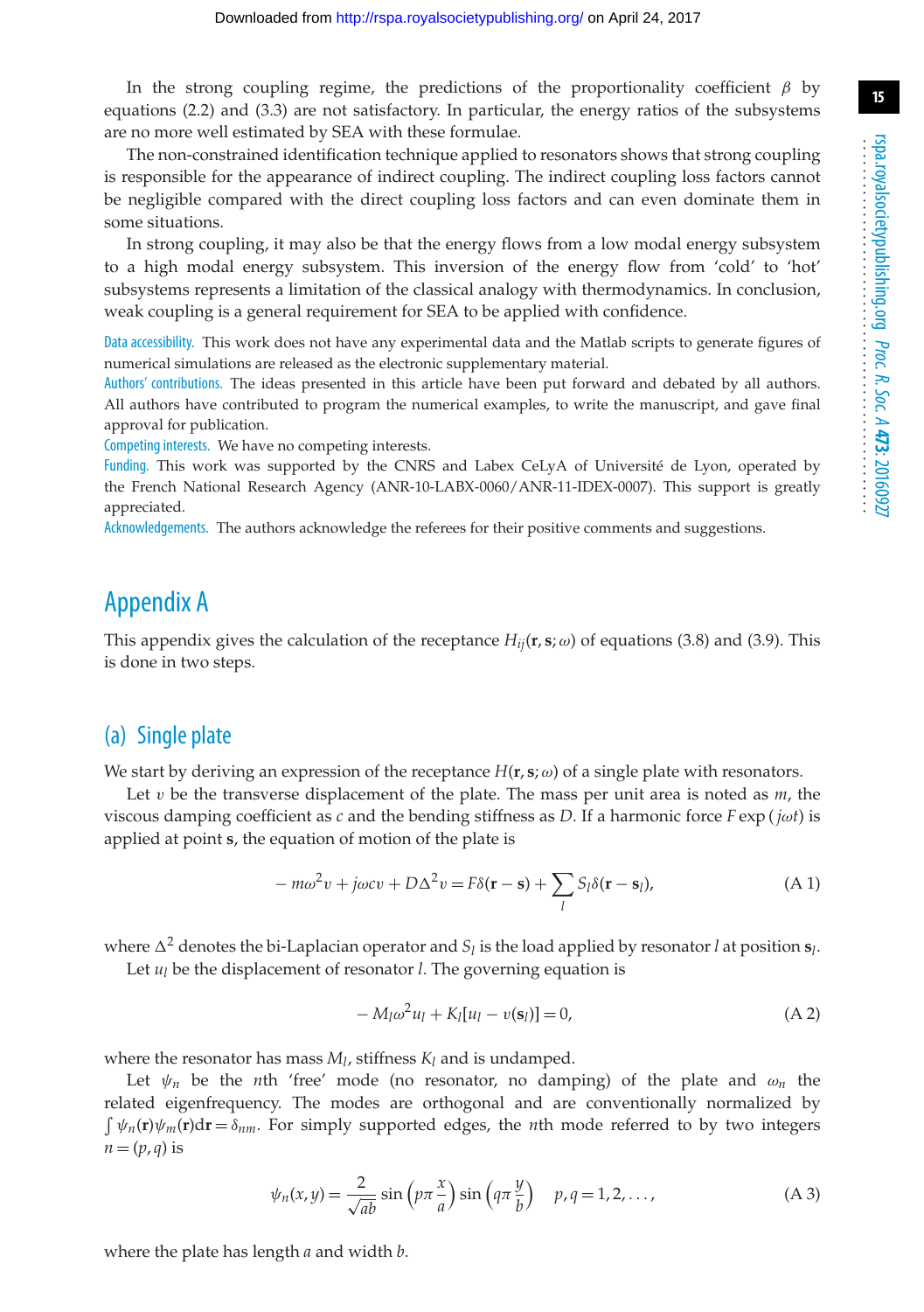In the strong coupling regime, the predictions of the proportionality coefficient $\beta$ by equations (2.2) and (3.3) are not satisfactory. In particular, the energy ratios of the subsystems are no more well estimated by SEA with these formulae.

The non-constrained identification technique applied to resonators shows that strong coupling is responsible for the appearance of indirect coupling. The indirect coupling loss factors cannot be negligible compared with the direct coupling loss factors and can even dominate them in some situations.

In strong coupling, it may also be that the energy flows from a low modal energy subsystem to a high modal energy subsystem. This inversion of the energy flow from 'cold' to 'hot' subsystems represents a limitation of the classical analogy with thermodynamics. In conclusion, weak coupling is a general requirement for SEA to be applied with confidence.

Data accessibility. This work does not have any experimental data and the Matlab scripts to generate figures of numerical simulations are released as the electronic supplementary material.

Authors' contributions. The ideas presented in this article have been put forward and debated by all authors. All authors have contributed to program the numerical examples, to write the manuscript, and gave final approval for publication.

Competing interests. We have no competing interests.

Funding. This work was supported by the CNRS and Labex CeLyA of Université de Lyon, operated by the French National Research Agency (ANR-10-LABX-0060/ANR-11-IDEX-0007). This support is greatly appreciated.

Acknowledgements. The authors acknowledge the referees for their positive comments and suggestions.

# Appendix A

This appendix gives the calculation of the receptance $H_{ij}(\mathbf{r}, \mathbf{s}; \omega)$ of equations (3.8) and (3.9). This is done in two steps.

## (a) Single plate

We start by deriving an expression of the receptance $H(\mathbf{r}, \mathbf{s}; \omega)$ of a single plate with resonators.

Let $v$ be the transverse displacement of the plate. The mass per unit area is noted as $m$, the viscous damping coefficient as $c$ and the bending stiffness as $D$. If a harmonic force $F \exp(j\omega t)$ is applied at point $\mathbf{s}$, the equation of motion of the plate is

$$-m\omega^2 v + j\omega c v + D\Delta^2 v = F\delta(\mathbf{r} - \mathbf{s}) + \sum_l S_l \delta(\mathbf{r} - \mathbf{s}_l), \tag{A 1}$$

where $\Delta^2$ denotes the bi-Laplacian operator and $S_l$ is the load applied by resonator $l$ at position $\mathbf{s}_l$.

Let $u_l$ be the displacement of resonator $l$. The governing equation is

$$-M_l\omega^2 u_l + K_l[u_l - v(\mathbf{s}_l)] = 0, \tag{A 2}$$

where the resonator has mass $M_l$, stiffness $K_l$ and is undamped.

Let $\psi_n$ be the $n$th 'free' mode (no resonator, no damping) of the plate and $\omega_n$ the related eigenfrequency. The modes are orthogonal and are conventionally normalized by $\int \psi_n(\mathbf{r})\psi_m(\mathbf{r})\mathrm{d}\mathbf{r} = \delta_{nm}$. For simply supported edges, the $n$th mode referred to by two integers $n = (p, q)$ is

$$\psi_n(x, y) = \frac{2}{\sqrt{ab}} \sin\left(p\pi \frac{x}{a}\right) \sin\left(q\pi \frac{y}{b}\right) \quad p, q = 1, 2, \ldots, \tag{A 3}$$

where the plate has length $a$ and width $b$.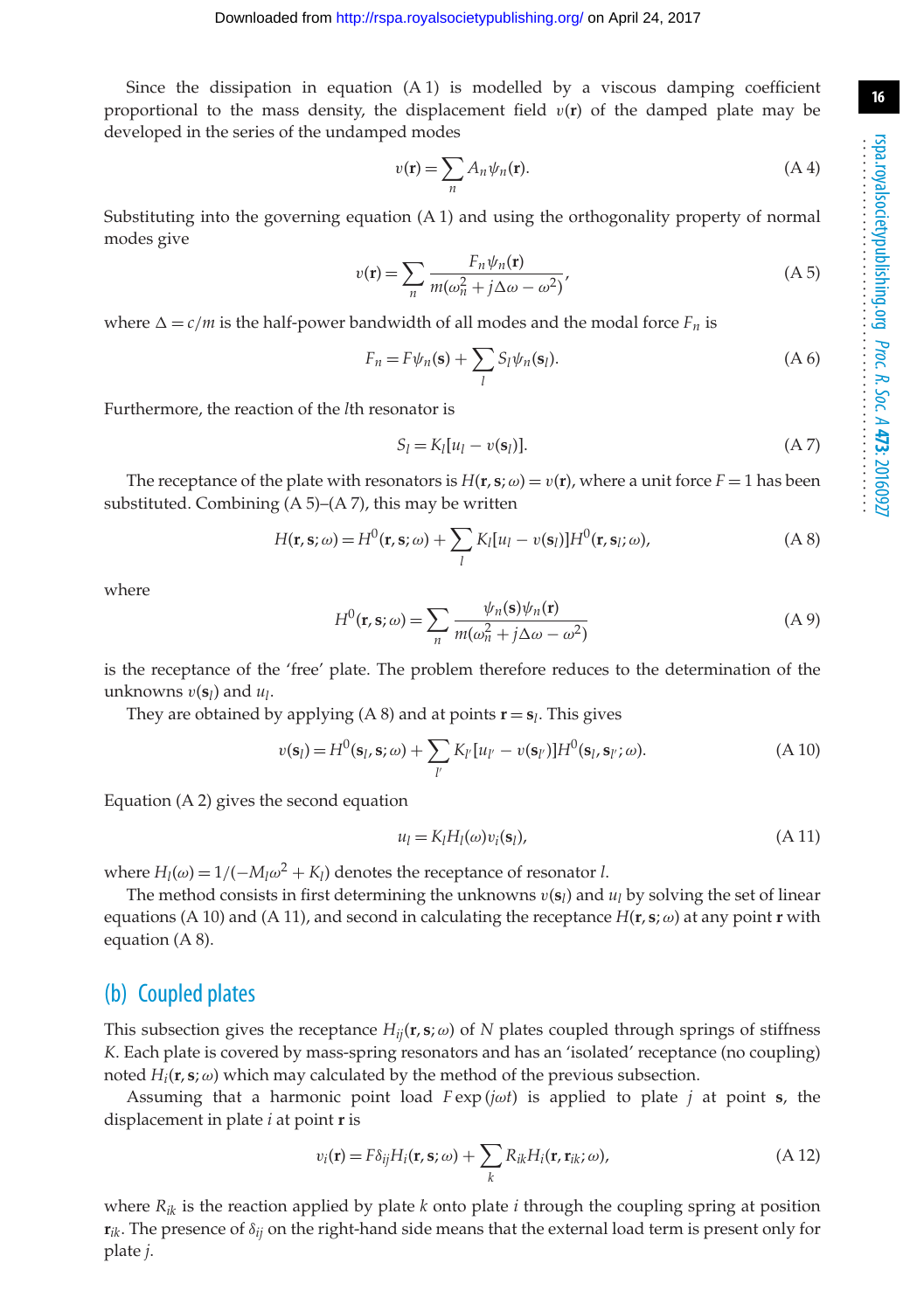Since the dissipation in equation (A 1) is modelled by a viscous damping coefficient proportional to the mass density, the displacement field $v(\mathbf{r})$ of the damped plate may be developed in the series of the undamped modes

$$v(\mathbf{r}) = \sum_n A_n \psi_n(\mathbf{r}). \tag{A 4}$$

Substituting into the governing equation (A 1) and using the orthogonality property of normal modes give

$$v(\mathbf{r}) = \sum_n \frac{F_n \psi_n(\mathbf{r})}{m(\omega_n^2 + j\Delta\omega - \omega^2)}, \tag{A 5}$$

where $\Delta = c/m$ is the half-power bandwidth of all modes and the modal force $F_n$ is

$$F_n = F\psi_n(\mathbf{s}) + \sum_l S_l \psi_n(\mathbf{s}_l). \tag{A 6}$$

Furthermore, the reaction of the $l$th resonator is

$$S_l = K_l[u_l - v(\mathbf{s}_l)]. \tag{A 7}$$

The receptance of the plate with resonators is $H(\mathbf{r}, \mathbf{s}; \omega) = v(\mathbf{r})$, where a unit force $F = 1$ has been substituted. Combining (A 5)–(A 7), this may be written

$$H(\mathbf{r}, \mathbf{s}; \omega) = H^0(\mathbf{r}, \mathbf{s}; \omega) + \sum_l K_l[u_l - v(\mathbf{s}_l)]H^0(\mathbf{r}, \mathbf{s}_l; \omega), \tag{A 8}$$

where

$$H^0(\mathbf{r}, \mathbf{s}; \omega) = \sum_n \frac{\psi_n(\mathbf{s})\psi_n(\mathbf{r})}{m(\omega_n^2 + j\Delta\omega - \omega^2)} \tag{A 9}$$

is the receptance of the 'free' plate. The problem therefore reduces to the determination of the unknowns $v(\mathbf{s}_l)$ and $u_l$.

They are obtained by applying (A 8) and at points $\mathbf{r} = \mathbf{s}_l$. This gives

$$v(\mathbf{s}_l) = H^0(\mathbf{s}_l, \mathbf{s}; \omega) + \sum_{l'} K_{l'}[u_{l'} - v(\mathbf{s}_{l'})]H^0(\mathbf{s}_l, \mathbf{s}_{l'}; \omega). \tag{A 10}$$

Equation (A 2) gives the second equation

$$u_l = K_l H_l(\omega) v_i(\mathbf{s}_l), \tag{A 11}$$

where $H_l(\omega) = 1/(-M_l\omega^2 + K_l)$ denotes the receptance of resonator $l$.

The method consists in first determining the unknowns $v(\mathbf{s}_l)$ and $u_l$ by solving the set of linear equations (A 10) and (A 11), and second in calculating the receptance $H(\mathbf{r}, \mathbf{s}; \omega)$ at any point $\mathbf{r}$ with equation (A 8).

## (b) Coupled plates

This subsection gives the receptance $H_{ij}(\mathbf{r}, \mathbf{s}; \omega)$ of $N$ plates coupled through springs of stiffness $K$. Each plate is covered by mass-spring resonators and has an 'isolated' receptance (no coupling) noted $H_i(\mathbf{r}, \mathbf{s}; \omega)$ which may calculated by the method of the previous subsection.

Assuming that a harmonic point load $F\exp(j\omega t)$ is applied to plate $j$ at point $\mathbf{s}$, the displacement in plate $i$ at point $\mathbf{r}$ is

$$v_i(\mathbf{r}) = F\delta_{ij}H_i(\mathbf{r}, \mathbf{s}; \omega) + \sum_k R_{ik}H_i(\mathbf{r}, \mathbf{r}_{ik}; \omega), \tag{A 12}$$

where $R_{ik}$ is the reaction applied by plate $k$ onto plate $i$ through the coupling spring at position $\mathbf{r}_{ik}$. The presence of $\delta_{ij}$ on the right-hand side means that the external load term is present only for plate $j$.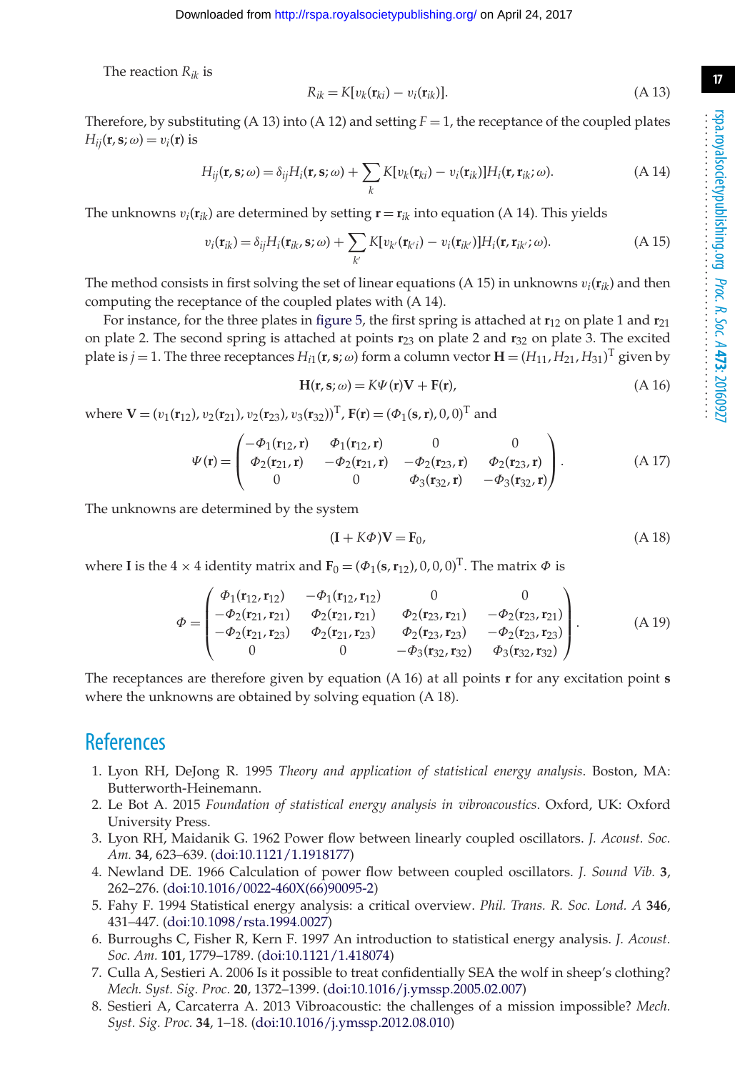The reaction $R_{ik}$ is

$$R_{ik} = K[v_k(\mathbf{r}_{ki}) - v_i(\mathbf{r}_{ik})]. \tag{A 13}$$

Therefore, by substituting (A 13) into (A 12) and setting $F = 1$, the receptance of the coupled plates $H_{ij}(\mathbf{r}, \mathbf{s}; \omega) = v_i(\mathbf{r})$ is

$$H_{ij}(\mathbf{r}, \mathbf{s}; \omega) = \delta_{ij} H_i(\mathbf{r}, \mathbf{s}; \omega) + \sum_k K[v_k(\mathbf{r}_{ki}) - v_i(\mathbf{r}_{ik})] H_i(\mathbf{r}, \mathbf{r}_{ik}; \omega). \tag{A 14}$$

The unknowns $v_i(\mathbf{r}_{ik})$ are determined by setting $\mathbf{r} = \mathbf{r}_{ik}$ into equation (A 14). This yields

$$v_i(\mathbf{r}_{ik}) = \delta_{ij} H_i(\mathbf{r}_{ik}, \mathbf{s}; \omega) + \sum_{k'} K[v_{k'}(\mathbf{r}_{k'i}) - v_i(\mathbf{r}_{ik'})] H_i(\mathbf{r}, \mathbf{r}_{ik'}; \omega). \tag{A 15}$$

The method consists in first solving the set of linear equations (A 15) in unknowns $v_i(\mathbf{r}_{ik})$ and then computing the receptance of the coupled plates with (A 14).

For instance, for the three plates in figure 5, the first spring is attached at $\mathbf{r}_{12}$ on plate 1 and $\mathbf{r}_{21}$ on plate 2. The second spring is attached at points $\mathbf{r}_{23}$ on plate 2 and $\mathbf{r}_{32}$ on plate 3. The excited plate is $j = 1$. The three receptances $H_{i1}(\mathbf{r}, \mathbf{s}; \omega)$ form a column vector $\mathbf{H} = (H_{11}, H_{21}, H_{31})^{\mathrm{T}}$ given by

$$\mathbf{H}(\mathbf{r}, \mathbf{s}; \omega) = K\Psi(\mathbf{r})\mathbf{V} + \mathbf{F}(\mathbf{r}), \tag{A 16}$$

where $\mathbf{V} = (v_1(\mathbf{r}_{12}), v_2(\mathbf{r}_{21}), v_2(\mathbf{r}_{23}), v_3(\mathbf{r}_{32}))^{\mathrm{T}}$, $\mathbf{F}(\mathbf{r}) = (\Phi_1(\mathbf{s}, \mathbf{r}), 0, 0)^{\mathrm{T}}$ and

$$\Psi(\mathbf{r}) = \begin{pmatrix} -\Phi_1(\mathbf{r}_{12}, \mathbf{r}) & \Phi_1(\mathbf{r}_{12}, \mathbf{r}) & 0 & 0 \\ \Phi_2(\mathbf{r}_{21}, \mathbf{r}) & -\Phi_2(\mathbf{r}_{21}, \mathbf{r}) & -\Phi_2(\mathbf{r}_{23}, \mathbf{r}) & \Phi_2(\mathbf{r}_{23}, \mathbf{r}) \\ 0 & 0 & \Phi_3(\mathbf{r}_{32}, \mathbf{r}) & -\Phi_3(\mathbf{r}_{32}, \mathbf{r}) \end{pmatrix}. \tag{A 17}$$

The unknowns are determined by the system

$$(\mathbf{I} + K\Phi)\mathbf{V} = \mathbf{F}_0, \tag{A 18}$$

where $\mathbf{I}$ is the $4 \times 4$ identity matrix and $\mathbf{F}_0 = (\Phi_1(\mathbf{s}, \mathbf{r}_{12}), 0, 0, 0)^{\mathrm{T}}$. The matrix $\Phi$ is

$$\Phi = \begin{pmatrix} \Phi_1(\mathbf{r}_{12}, \mathbf{r}_{12}) & -\Phi_1(\mathbf{r}_{12}, \mathbf{r}_{12}) & 0 & 0 \\ -\Phi_2(\mathbf{r}_{21}, \mathbf{r}_{21}) & \Phi_2(\mathbf{r}_{21}, \mathbf{r}_{21}) & \Phi_2(\mathbf{r}_{23}, \mathbf{r}_{21}) & -\Phi_2(\mathbf{r}_{23}, \mathbf{r}_{21}) \\ -\Phi_2(\mathbf{r}_{21}, \mathbf{r}_{23}) & \Phi_2(\mathbf{r}_{21}, \mathbf{r}_{23}) & \Phi_2(\mathbf{r}_{23}, \mathbf{r}_{23}) & -\Phi_2(\mathbf{r}_{23}, \mathbf{r}_{23}) \\ 0 & 0 & -\Phi_3(\mathbf{r}_{32}, \mathbf{r}_{32}) & \Phi_3(\mathbf{r}_{32}, \mathbf{r}_{32}) \end{pmatrix}. \tag{A 19}$$

The receptances are therefore given by equation (A 16) at all points $\mathbf{r}$ for any excitation point $\mathbf{s}$ where the unknowns are obtained by solving equation (A 18).

## References

1. Lyon RH, DeJong R. 1995 *Theory and application of statistical energy analysis*. Boston, MA: Butterworth-Heinemann.
2. Le Bot A. 2015 *Foundation of statistical energy analysis in vibroacoustics*. Oxford, UK: Oxford University Press.
3. Lyon RH, Maidanik G. 1962 Power flow between linearly coupled oscillators. *J. Acoust. Soc. Am.* **34**, 623–639. (doi:10.1121/1.1918177)
4. Newland DE. 1966 Calculation of power flow between coupled oscillators. *J. Sound Vib.* **3**, 262–276. (doi:10.1016/0022-460X(66)90095-2)
5. Fahy F. 1994 Statistical energy analysis: a critical overview. *Phil. Trans. R. Soc. Lond. A* **346**, 431–447. (doi:10.1098/rsta.1994.0027)
6. Burroughs C, Fisher R, Kern F. 1997 An introduction to statistical energy analysis. *J. Acoust. Soc. Am.* **101**, 1779–1789. (doi:10.1121/1.418074)
7. Culla A, Sestieri A. 2006 Is it possible to treat confidentially SEA the wolf in sheep's clothing? *Mech. Syst. Sig. Proc.* **20**, 1372–1399. (doi:10.1016/j.ymssp.2005.02.007)
8. Sestieri A, Carcaterra A. 2013 Vibroacoustic: the challenges of a mission impossible? *Mech. Syst. Sig. Proc.* **34**, 1–18. (doi:10.1016/j.ymssp.2012.08.010)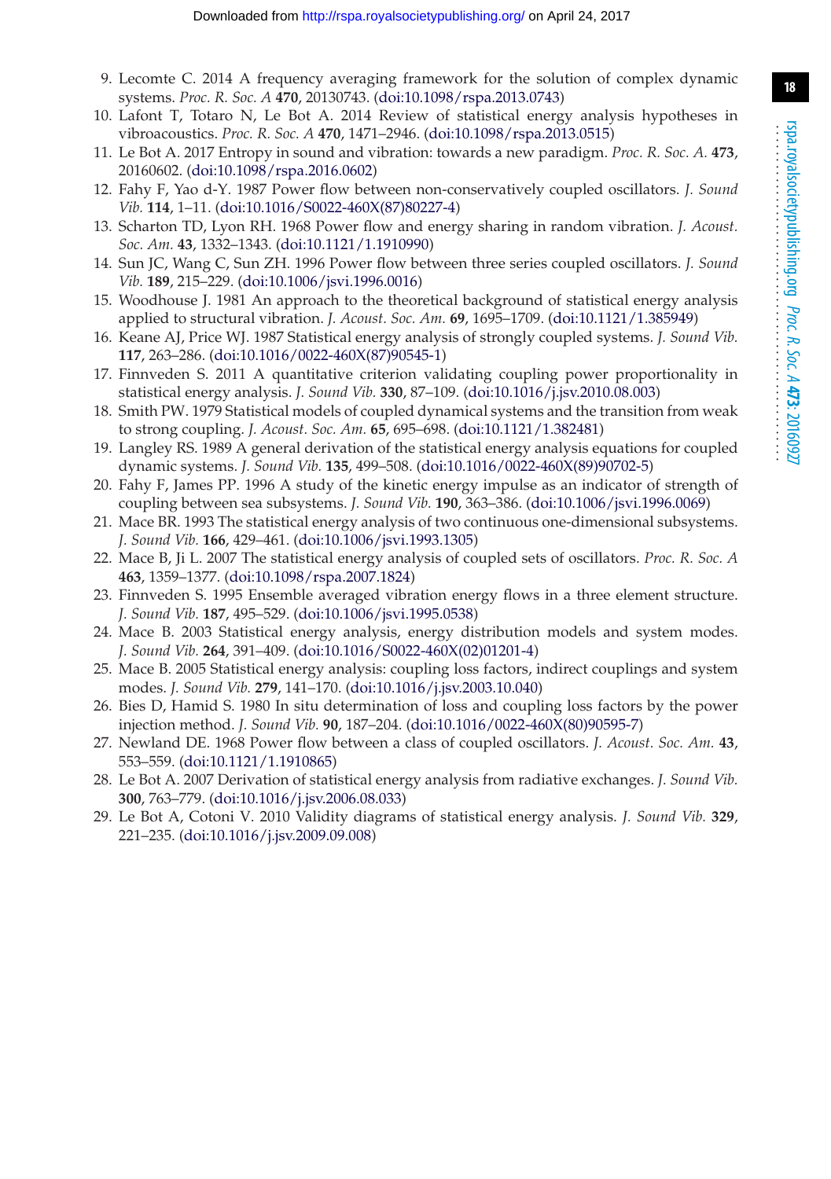9. Lecomte C. 2014 A frequency averaging framework for the solution of complex dynamic systems. *Proc. R. Soc. A* **470**, 20130743. (doi:10.1098/rspa.2013.0743)
10. Lafont T, Totaro N, Le Bot A. 2014 Review of statistical energy analysis hypotheses in vibroacoustics. *Proc. R. Soc. A* **470**, 1471–2946. (doi:10.1098/rspa.2013.0515)
11. Le Bot A. 2017 Entropy in sound and vibration: towards a new paradigm. *Proc. R. Soc. A.* **473**, 20160602. (doi:10.1098/rspa.2016.0602)
12. Fahy F, Yao d-Y. 1987 Power flow between non-conservatively coupled oscillators. *J. Sound Vib.* **114**, 1–11. (doi:10.1016/S0022-460X(87)80227-4)
13. Scharton TD, Lyon RH. 1968 Power flow and energy sharing in random vibration. *J. Acoust. Soc. Am.* **43**, 1332–1343. (doi:10.1121/1.1910990)
14. Sun JC, Wang C, Sun ZH. 1996 Power flow between three series coupled oscillators. *J. Sound Vib.* **189**, 215–229. (doi:10.1006/jsvi.1996.0016)
15. Woodhouse J. 1981 An approach to the theoretical background of statistical energy analysis applied to structural vibration. *J. Acoust. Soc. Am.* **69**, 1695–1709. (doi:10.1121/1.385949)
16. Keane AJ, Price WJ. 1987 Statistical energy analysis of strongly coupled systems. *J. Sound Vib.* **117**, 263–286. (doi:10.1016/0022-460X(87)90545-1)
17. Finnveden S. 2011 A quantitative criterion validating coupling power proportionality in statistical energy analysis. *J. Sound Vib.* **330**, 87–109. (doi:10.1016/j.jsv.2010.08.003)
18. Smith PW. 1979 Statistical models of coupled dynamical systems and the transition from weak to strong coupling. *J. Acoust. Soc. Am.* **65**, 695–698. (doi:10.1121/1.382481)
19. Langley RS. 1989 A general derivation of the statistical energy analysis equations for coupled dynamic systems. *J. Sound Vib.* **135**, 499–508. (doi:10.1016/0022-460X(89)90702-5)
20. Fahy F, James PP. 1996 A study of the kinetic energy impulse as an indicator of strength of coupling between sea subsystems. *J. Sound Vib.* **190**, 363–386. (doi:10.1006/jsvi.1996.0069)
21. Mace BR. 1993 The statistical energy analysis of two continuous one-dimensional subsystems. *J. Sound Vib.* **166**, 429–461. (doi:10.1006/jsvi.1993.1305)
22. Mace B, Ji L. 2007 The statistical energy analysis of coupled sets of oscillators. *Proc. R. Soc. A* **463**, 1359–1377. (doi:10.1098/rspa.2007.1824)
23. Finnveden S. 1995 Ensemble averaged vibration energy flows in a three element structure. *J. Sound Vib.* **187**, 495–529. (doi:10.1006/jsvi.1995.0538)
24. Mace B. 2003 Statistical energy analysis, energy distribution models and system modes. *J. Sound Vib.* **264**, 391–409. (doi:10.1016/S0022-460X(02)01201-4)
25. Mace B. 2005 Statistical energy analysis: coupling loss factors, indirect couplings and system modes. *J. Sound Vib.* **279**, 141–170. (doi:10.1016/j.jsv.2003.10.040)
26. Bies D, Hamid S. 1980 In situ determination of loss and coupling loss factors by the power injection method. *J. Sound Vib.* **90**, 187–204. (doi:10.1016/0022-460X(80)90595-7)
27. Newland DE. 1968 Power flow between a class of coupled oscillators. *J. Acoust. Soc. Am.* **43**, 553–559. (doi:10.1121/1.1910865)
28. Le Bot A. 2007 Derivation of statistical energy analysis from radiative exchanges. *J. Sound Vib.* **300**, 763–779. (doi:10.1016/j.jsv.2006.08.033)
29. Le Bot A, Cotoni V. 2010 Validity diagrams of statistical energy analysis. *J. Sound Vib.* **329**, 221–235. (doi:10.1016/j.jsv.2009.09.008)